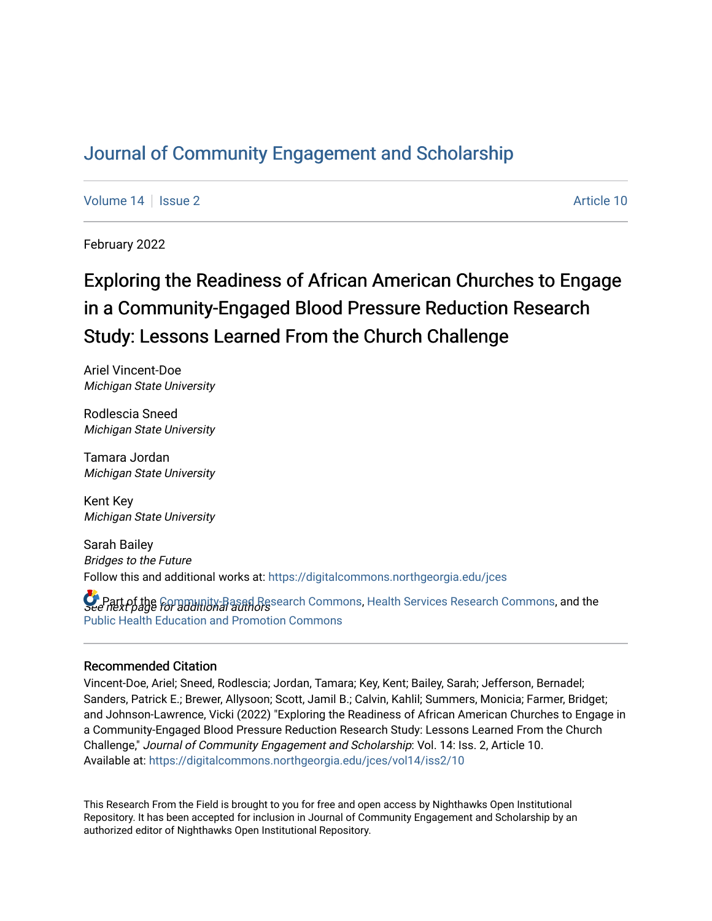# Journal of Community Engagement and Scholarship

Volume 14 | Issue 2 | Article 10

February 2022

## Exploring the Readiness of African American Churches to Engage in a Community-Engaged Blood Pressure Reduction Research Study: Lessons Learned From the Church Challenge

Ariel Vincent-Doe
*Michigan State University*

Rodlescia Sneed
*Michigan State University*

Tamara Jordan
*Michigan State University*

Kent Key
*Michigan State University*

Sarah Bailey
*Bridges to the Future*

*See next page for additional authors*

Follow this and additional works at: https://digitalcommons.northgeorgia.edu/jces

Part of the Community-Based Research Commons, Health Services Research Commons, and the Public Health Education and Promotion Commons

### Recommended Citation

Vincent-Doe, Ariel; Sneed, Rodlescia; Jordan, Tamara; Key, Kent; Bailey, Sarah; Jefferson, Bernadel; Sanders, Patrick E.; Brewer, Allysoon; Scott, Jamil B.; Calvin, Kahlil; Summers, Monicia; Farmer, Bridget; and Johnson-Lawrence, Vicki (2022) "Exploring the Readiness of African American Churches to Engage in a Community-Engaged Blood Pressure Reduction Research Study: Lessons Learned From the Church Challenge," *Journal of Community Engagement and Scholarship*: Vol. 14: Iss. 2, Article 10.
Available at: https://digitalcommons.northgeorgia.edu/jces/vol14/iss2/10

This Research From the Field is brought to you for free and open access by Nighthawks Open Institutional Repository. It has been accepted for inclusion in Journal of Community Engagement and Scholarship by an authorized editor of Nighthawks Open Institutional Repository.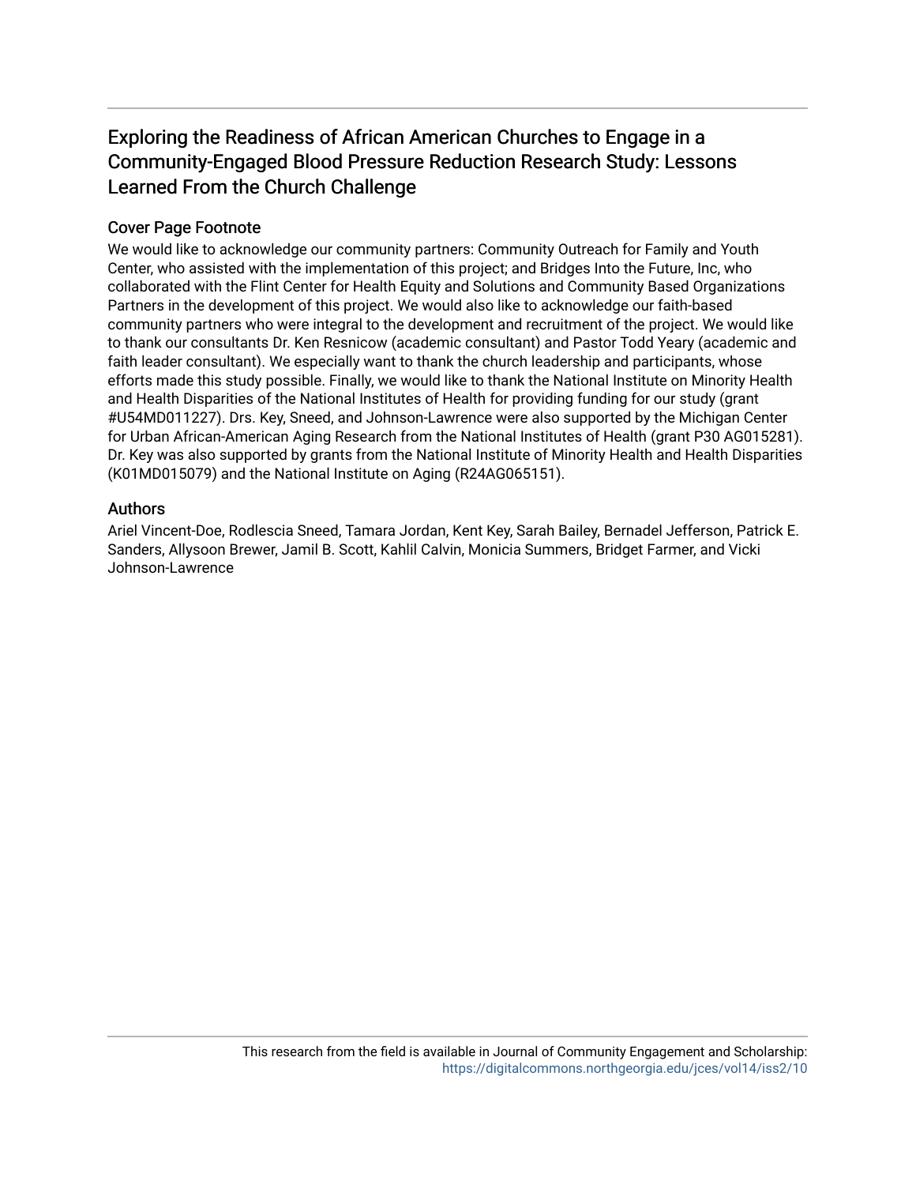# Exploring the Readiness of African American Churches to Engage in a Community-Engaged Blood Pressure Reduction Research Study: Lessons Learned From the Church Challenge

## Cover Page Footnote

We would like to acknowledge our community partners: Community Outreach for Family and Youth Center, who assisted with the implementation of this project; and Bridges Into the Future, Inc, who collaborated with the Flint Center for Health Equity and Solutions and Community Based Organizations Partners in the development of this project. We would also like to acknowledge our faith-based community partners who were integral to the development and recruitment of the project. We would like to thank our consultants Dr. Ken Resnicow (academic consultant) and Pastor Todd Yeary (academic and faith leader consultant). We especially want to thank the church leadership and participants, whose efforts made this study possible. Finally, we would like to thank the National Institute on Minority Health and Health Disparities of the National Institutes of Health for providing funding for our study (grant #U54MD011227). Drs. Key, Sneed, and Johnson-Lawrence were also supported by the Michigan Center for Urban African-American Aging Research from the National Institutes of Health (grant P30 AG015281). Dr. Key was also supported by grants from the National Institute of Minority Health and Health Disparities (K01MD015079) and the National Institute on Aging (R24AG065151).

## Authors

Ariel Vincent-Doe, Rodlescia Sneed, Tamara Jordan, Kent Key, Sarah Bailey, Bernadel Jefferson, Patrick E. Sanders, Allysoon Brewer, Jamil B. Scott, Kahlil Calvin, Monicia Summers, Bridget Farmer, and Vicki Johnson-Lawrence

This research from the field is available in Journal of Community Engagement and Scholarship: https://digitalcommons.northgeorgia.edu/jces/vol14/iss2/10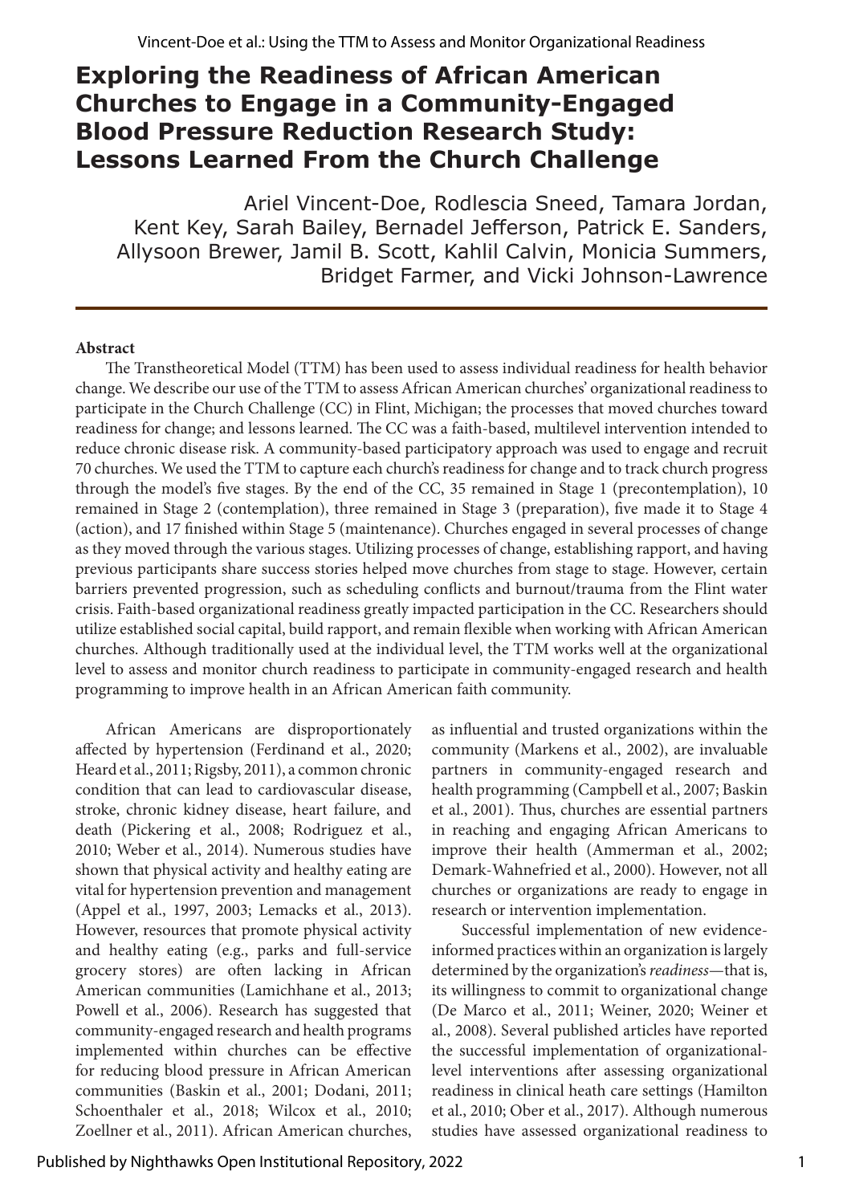# Exploring the Readiness of African American Churches to Engage in a Community-Engaged Blood Pressure Reduction Research Study: Lessons Learned From the Church Challenge

Ariel Vincent-Doe, Rodlescia Sneed, Tamara Jordan, Kent Key, Sarah Bailey, Bernadel Jefferson, Patrick E. Sanders, Allysoon Brewer, Jamil B. Scott, Kahlil Calvin, Monicia Summers, Bridget Farmer, and Vicki Johnson-Lawrence

**Abstract**

The Transtheoretical Model (TTM) has been used to assess individual readiness for health behavior change. We describe our use of the TTM to assess African American churches' organizational readiness to participate in the Church Challenge (CC) in Flint, Michigan; the processes that moved churches toward readiness for change; and lessons learned. The CC was a faith-based, multilevel intervention intended to reduce chronic disease risk. A community-based participatory approach was used to engage and recruit 70 churches. We used the TTM to capture each church's readiness for change and to track church progress through the model's five stages. By the end of the CC, 35 remained in Stage 1 (precontemplation), 10 remained in Stage 2 (contemplation), three remained in Stage 3 (preparation), five made it to Stage 4 (action), and 17 finished within Stage 5 (maintenance). Churches engaged in several processes of change as they moved through the various stages. Utilizing processes of change, establishing rapport, and having previous participants share success stories helped move churches from stage to stage. However, certain barriers prevented progression, such as scheduling conflicts and burnout/trauma from the Flint water crisis. Faith-based organizational readiness greatly impacted participation in the CC. Researchers should utilize established social capital, build rapport, and remain flexible when working with African American churches. Although traditionally used at the individual level, the TTM works well at the organizational level to assess and monitor church readiness to participate in community-engaged research and health programming to improve health in an African American faith community.

African Americans are disproportionately affected by hypertension (Ferdinand et al., 2020; Heard et al., 2011; Rigsby, 2011), a common chronic condition that can lead to cardiovascular disease, stroke, chronic kidney disease, heart failure, and death (Pickering et al., 2008; Rodriguez et al., 2010; Weber et al., 2014). Numerous studies have shown that physical activity and healthy eating are vital for hypertension prevention and management (Appel et al., 1997, 2003; Lemacks et al., 2013). However, resources that promote physical activity and healthy eating (e.g., parks and full-service grocery stores) are often lacking in African American communities (Lamichhane et al., 2013; Powell et al., 2006). Research has suggested that community-engaged research and health programs implemented within churches can be effective for reducing blood pressure in African American communities (Baskin et al., 2001; Dodani, 2011; Schoenthaler et al., 2018; Wilcox et al., 2010; Zoellner et al., 2011). African American churches, as influential and trusted organizations within the community (Markens et al., 2002), are invaluable partners in community-engaged research and health programming (Campbell et al., 2007; Baskin et al., 2001). Thus, churches are essential partners in reaching and engaging African Americans to improve their health (Ammerman et al., 2002; Demark-Wahnefried et al., 2000). However, not all churches or organizations are ready to engage in research or intervention implementation.

Successful implementation of new evidence-informed practices within an organization is largely determined by the organization's *readiness*—that is, its willingness to commit to organizational change (De Marco et al., 2011; Weiner, 2020; Weiner et al., 2008). Several published articles have reported the successful implementation of organizational-level interventions after assessing organizational readiness in clinical heath care settings (Hamilton et al., 2010; Ober et al., 2017). Although numerous studies have assessed organizational readiness to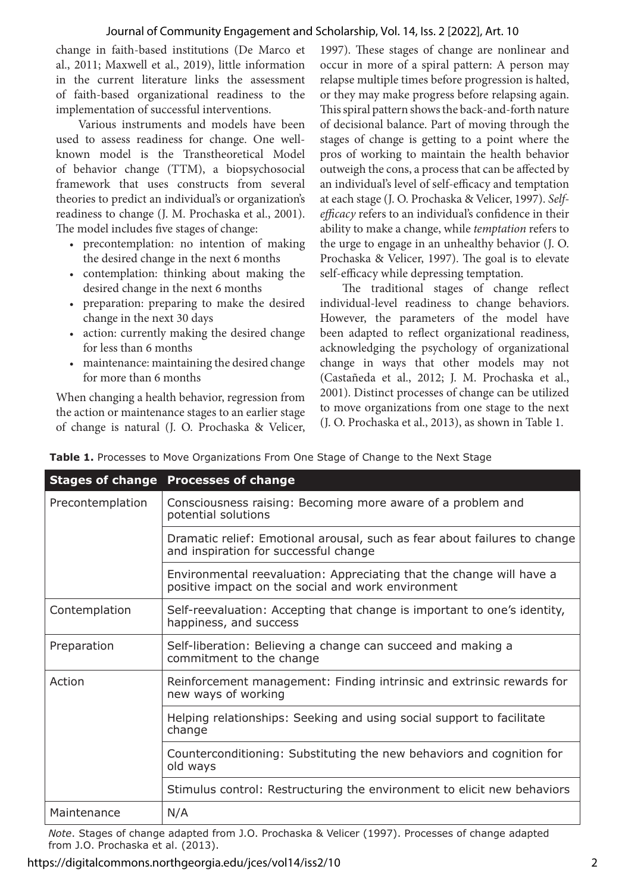change in faith-based institutions (De Marco et al., 2011; Maxwell et al., 2019), little information in the current literature links the assessment of faith-based organizational readiness to the implementation of successful interventions.

Various instruments and models have been used to assess readiness for change. One well-known model is the Transtheoretical Model of behavior change (TTM), a biopsychosocial framework that uses constructs from several theories to predict an individual's or organization's readiness to change (J. M. Prochaska et al., 2001). The model includes five stages of change:

- precontemplation: no intention of making the desired change in the next 6 months
- contemplation: thinking about making the desired change in the next 6 months
- preparation: preparing to make the desired change in the next 30 days
- action: currently making the desired change for less than 6 months
- maintenance: maintaining the desired change for more than 6 months

When changing a health behavior, regression from the action or maintenance stages to an earlier stage of change is natural (J. O. Prochaska & Velicer, 1997). These stages of change are nonlinear and occur in more of a spiral pattern: A person may relapse multiple times before progression is halted, or they may make progress before relapsing again. This spiral pattern shows the back-and-forth nature of decisional balance. Part of moving through the stages of change is getting to a point where the pros of working to maintain the health behavior outweigh the cons, a process that can be affected by an individual's level of self-efficacy and temptation at each stage (J. O. Prochaska & Velicer, 1997). *Self-efficacy* refers to an individual's confidence in their ability to make a change, while *temptation* refers to the urge to engage in an unhealthy behavior (J. O. Prochaska & Velicer, 1997). The goal is to elevate self-efficacy while depressing temptation.

The traditional stages of change reflect individual-level readiness to change behaviors. However, the parameters of the model have been adapted to reflect organizational readiness, acknowledging the psychology of organizational change in ways that other models may not (Castañeda et al., 2012; J. M. Prochaska et al., 2001). Distinct processes of change can be utilized to move organizations from one stage to the next (J. O. Prochaska et al., 2013), as shown in Table 1.

**Table 1.** Processes to Move Organizations From One Stage of Change to the Next Stage

| Stages of change | Processes of change |
|---|---|
| Precontemplation | Consciousness raising: Becoming more aware of a problem and potential solutions |
| | Dramatic relief: Emotional arousal, such as fear about failures to change and inspiration for successful change |
| | Environmental reevaluation: Appreciating that the change will have a positive impact on the social and work environment |
| Contemplation | Self-reevaluation: Accepting that change is important to one's identity, happiness, and success |
| Preparation | Self-liberation: Believing a change can succeed and making a commitment to the change |
| Action | Reinforcement management: Finding intrinsic and extrinsic rewards for new ways of working |
| | Helping relationships: Seeking and using social support to facilitate change |
| | Counterconditioning: Substituting the new behaviors and cognition for old ways |
| | Stimulus control: Restructuring the environment to elicit new behaviors |
| Maintenance | N/A |

*Note*. Stages of change adapted from J.O. Prochaska & Velicer (1997). Processes of change adapted from J.O. Prochaska et al. (2013).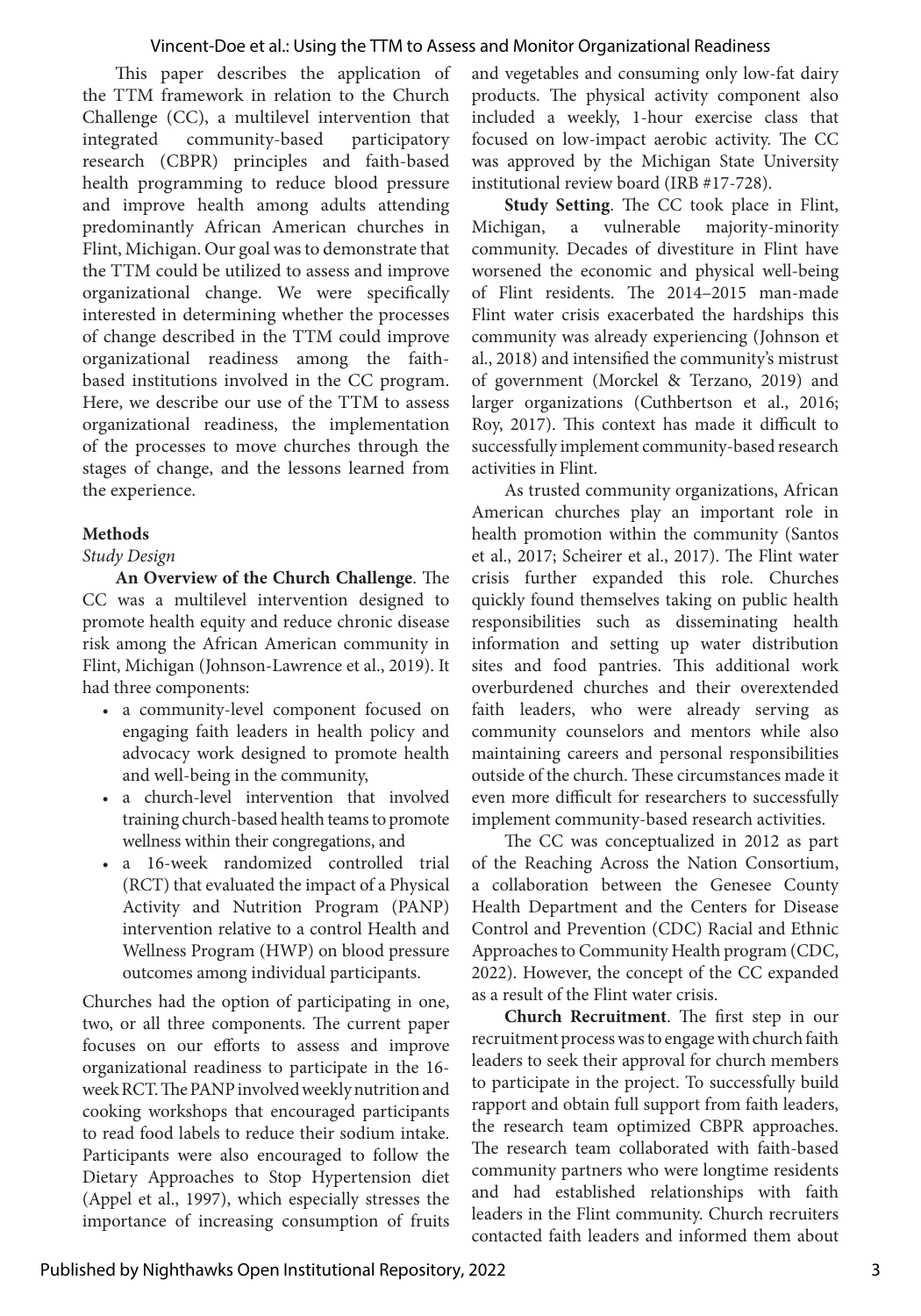This paper describes the application of the TTM framework in relation to the Church Challenge (CC), a multilevel intervention that integrated community-based participatory research (CBPR) principles and faith-based health programming to reduce blood pressure and improve health among adults attending predominantly African American churches in Flint, Michigan. Our goal was to demonstrate that the TTM could be utilized to assess and improve organizational change. We were specifically interested in determining whether the processes of change described in the TTM could improve organizational readiness among the faith-based institutions involved in the CC program. Here, we describe our use of the TTM to assess organizational readiness, the implementation of the processes to move churches through the stages of change, and the lessons learned from the experience.

## Methods

### *Study Design*

**An Overview of the Church Challenge**. The CC was a multilevel intervention designed to promote health equity and reduce chronic disease risk among the African American community in Flint, Michigan (Johnson-Lawrence et al., 2019). It had three components:

- a community-level component focused on engaging faith leaders in health policy and advocacy work designed to promote health and well-being in the community,
- a church-level intervention that involved training church-based health teams to promote wellness within their congregations, and
- a 16-week randomized controlled trial (RCT) that evaluated the impact of a Physical Activity and Nutrition Program (PANP) intervention relative to a control Health and Wellness Program (HWP) on blood pressure outcomes among individual participants.

Churches had the option of participating in one, two, or all three components. The current paper focuses on our efforts to assess and improve organizational readiness to participate in the 16-week RCT. The PANP involved weekly nutrition and cooking workshops that encouraged participants to read food labels to reduce their sodium intake. Participants were also encouraged to follow the Dietary Approaches to Stop Hypertension diet (Appel et al., 1997), which especially stresses the importance of increasing consumption of fruits and vegetables and consuming only low-fat dairy products. The physical activity component also included a weekly, 1-hour exercise class that focused on low-impact aerobic activity. The CC was approved by the Michigan State University institutional review board (IRB #17-728).

**Study Setting**. The CC took place in Flint, Michigan, a vulnerable majority-minority community. Decades of divestiture in Flint have worsened the economic and physical well-being of Flint residents. The 2014–2015 man-made Flint water crisis exacerbated the hardships this community was already experiencing (Johnson et al., 2018) and intensified the community's mistrust of government (Morckel & Terzano, 2019) and larger organizations (Cuthbertson et al., 2016; Roy, 2017). This context has made it difficult to successfully implement community-based research activities in Flint.

As trusted community organizations, African American churches play an important role in health promotion within the community (Santos et al., 2017; Scheirer et al., 2017). The Flint water crisis further expanded this role. Churches quickly found themselves taking on public health responsibilities such as disseminating health information and setting up water distribution sites and food pantries. This additional work overburdened churches and their overextended faith leaders, who were already serving as community counselors and mentors while also maintaining careers and personal responsibilities outside of the church. These circumstances made it even more difficult for researchers to successfully implement community-based research activities.

The CC was conceptualized in 2012 as part of the Reaching Across the Nation Consortium, a collaboration between the Genesee County Health Department and the Centers for Disease Control and Prevention (CDC) Racial and Ethnic Approaches to Community Health program (CDC, 2022). However, the concept of the CC expanded as a result of the Flint water crisis.

**Church Recruitment**. The first step in our recruitment process was to engage with church faith leaders to seek their approval for church members to participate in the project. To successfully build rapport and obtain full support from faith leaders, the research team optimized CBPR approaches. The research team collaborated with faith-based community partners who were longtime residents and had established relationships with faith leaders in the Flint community. Church recruiters contacted faith leaders and informed them about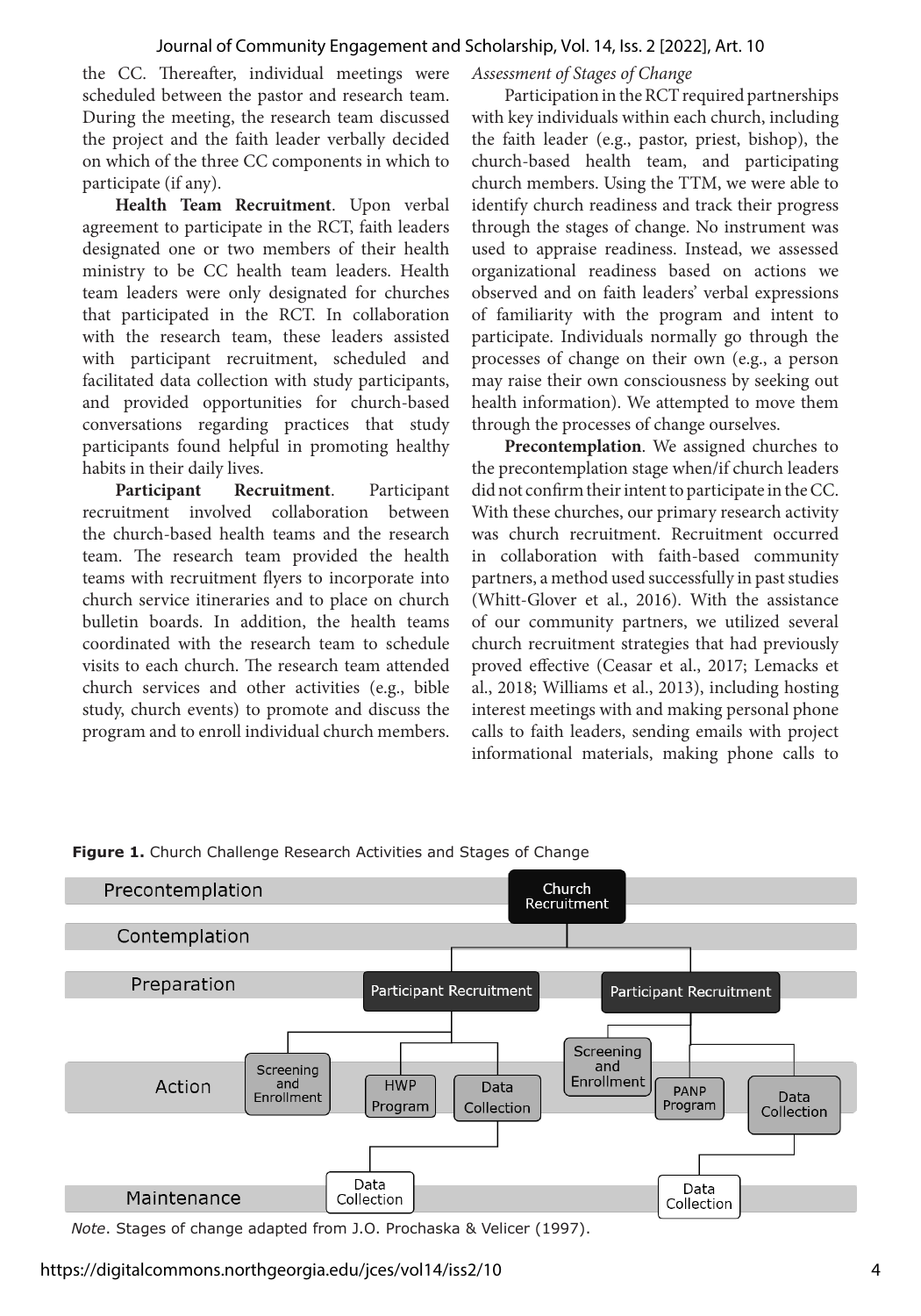the CC. Thereafter, individual meetings were scheduled between the pastor and research team. During the meeting, the research team discussed the project and the faith leader verbally decided on which of the three CC components in which to participate (if any).

**Health Team Recruitment**. Upon verbal agreement to participate in the RCT, faith leaders designated one or two members of their health ministry to be CC health team leaders. Health team leaders were only designated for churches that participated in the RCT. In collaboration with the research team, these leaders assisted with participant recruitment, scheduled and facilitated data collection with study participants, and provided opportunities for church-based conversations regarding practices that study participants found helpful in promoting healthy habits in their daily lives.

**Participant Recruitment**. Participant recruitment involved collaboration between the church-based health teams and the research team. The research team provided the health teams with recruitment flyers to incorporate into church service itineraries and to place on church bulletin boards. In addition, the health teams coordinated with the research team to schedule visits to each church. The research team attended church services and other activities (e.g., bible study, church events) to promote and discuss the program and to enroll individual church members.

*Assessment of Stages of Change*

Participation in the RCT required partnerships with key individuals within each church, including the faith leader (e.g., pastor, priest, bishop), the church-based health team, and participating church members. Using the TTM, we were able to identify church readiness and track their progress through the stages of change. No instrument was used to appraise readiness. Instead, we assessed organizational readiness based on actions we observed and on faith leaders' verbal expressions of familiarity with the program and intent to participate. Individuals normally go through the processes of change on their own (e.g., a person may raise their own consciousness by seeking out health information). We attempted to move them through the processes of change ourselves.

**Precontemplation**. We assigned churches to the precontemplation stage when/if church leaders did not confirm their intent to participate in the CC. With these churches, our primary research activity was church recruitment. Recruitment occurred in collaboration with faith-based community partners, a method used successfully in past studies (Whitt-Glover et al., 2016). With the assistance of our community partners, we utilized several church recruitment strategies that had previously proved effective (Ceasar et al., 2017; Lemacks et al., 2018; Williams et al., 2013), including hosting interest meetings with and making personal phone calls to faith leaders, sending emails with project informational materials, making phone calls to

**Figure 1.** Church Challenge Research Activities and Stages of Change

*Note*. Stages of change adapted from J.O. Prochaska & Velicer (1997).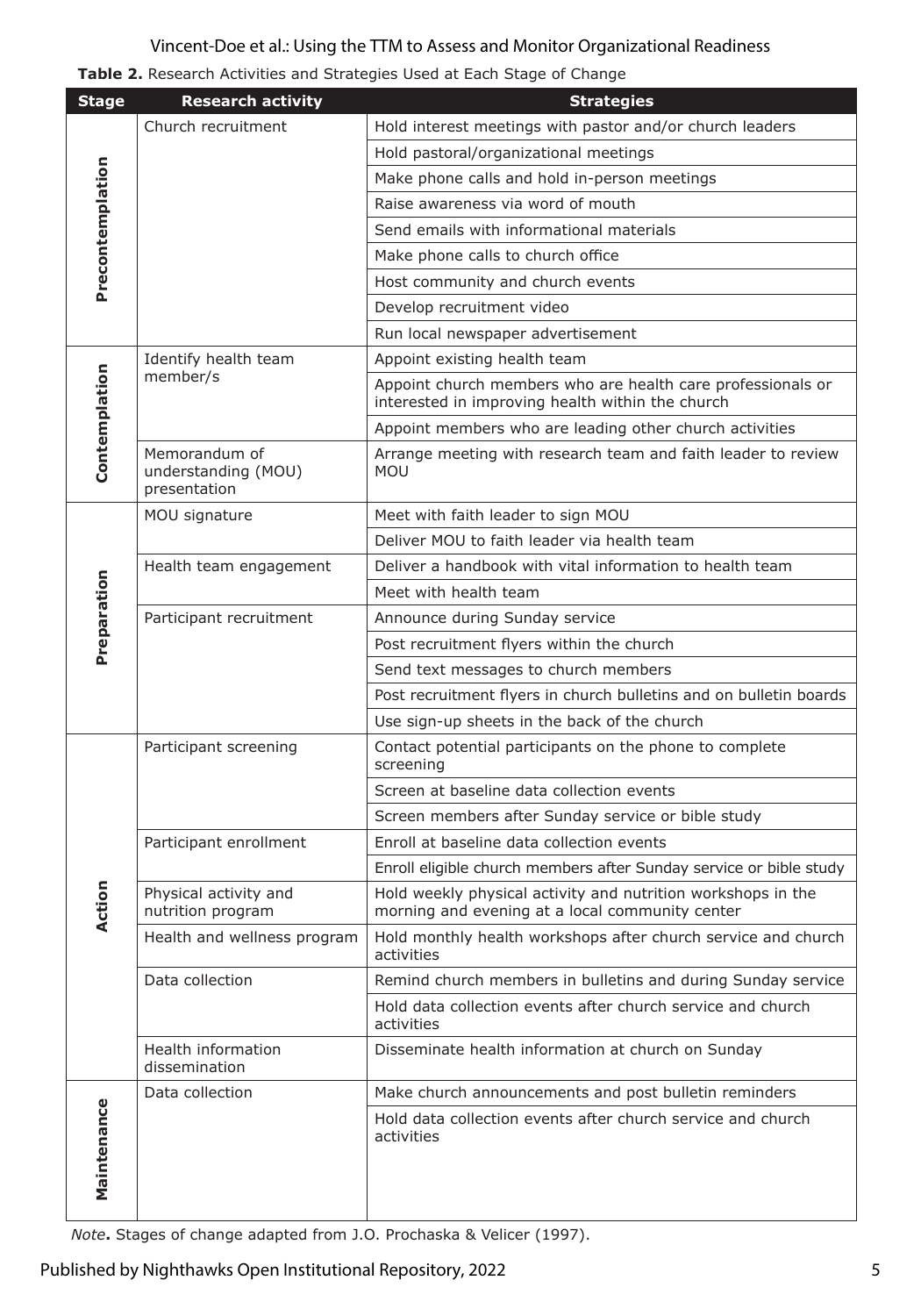**Table 2.** Research Activities and Strategies Used at Each Stage of Change

| Stage | Research activity | Strategies |
|---|---|---|
| Precontemplation | Church recruitment | Hold interest meetings with pastor and/or church leaders |
| | | Hold pastoral/organizational meetings |
| | | Make phone calls and hold in-person meetings |
| | | Raise awareness via word of mouth |
| | | Send emails with informational materials |
| | | Make phone calls to church office |
| | | Host community and church events |
| | | Develop recruitment video |
| | | Run local newspaper advertisement |
| Contemplation | Identify health team member/s | Appoint existing health team |
| | | Appoint church members who are health care professionals or interested in improving health within the church |
| | | Appoint members who are leading other church activities |
| | Memorandum of understanding (MOU) presentation | Arrange meeting with research team and faith leader to review MOU |
| Preparation | MOU signature | Meet with faith leader to sign MOU |
| | | Deliver MOU to faith leader via health team |
| | Health team engagement | Deliver a handbook with vital information to health team |
| | | Meet with health team |
| | Participant recruitment | Announce during Sunday service |
| | | Post recruitment flyers within the church |
| | | Send text messages to church members |
| | | Post recruitment flyers in church bulletins and on bulletin boards |
| | | Use sign-up sheets in the back of the church |
| Action | Participant screening | Contact potential participants on the phone to complete screening |
| | | Screen at baseline data collection events |
| | | Screen members after Sunday service or bible study |
| | Participant enrollment | Enroll at baseline data collection events |
| | | Enroll eligible church members after Sunday service or bible study |
| | Physical activity and nutrition program | Hold weekly physical activity and nutrition workshops in the morning and evening at a local community center |
| | Health and wellness program | Hold monthly health workshops after church service and church activities |
| | Data collection | Remind church members in bulletins and during Sunday service |
| | | Hold data collection events after church service and church activities |
| | Health information dissemination | Disseminate health information at church on Sunday |
| Maintenance | Data collection | Make church announcements and post bulletin reminders |
| | | Hold data collection events after church service and church activities |

*Note***.** Stages of change adapted from J.O. Prochaska & Velicer (1997).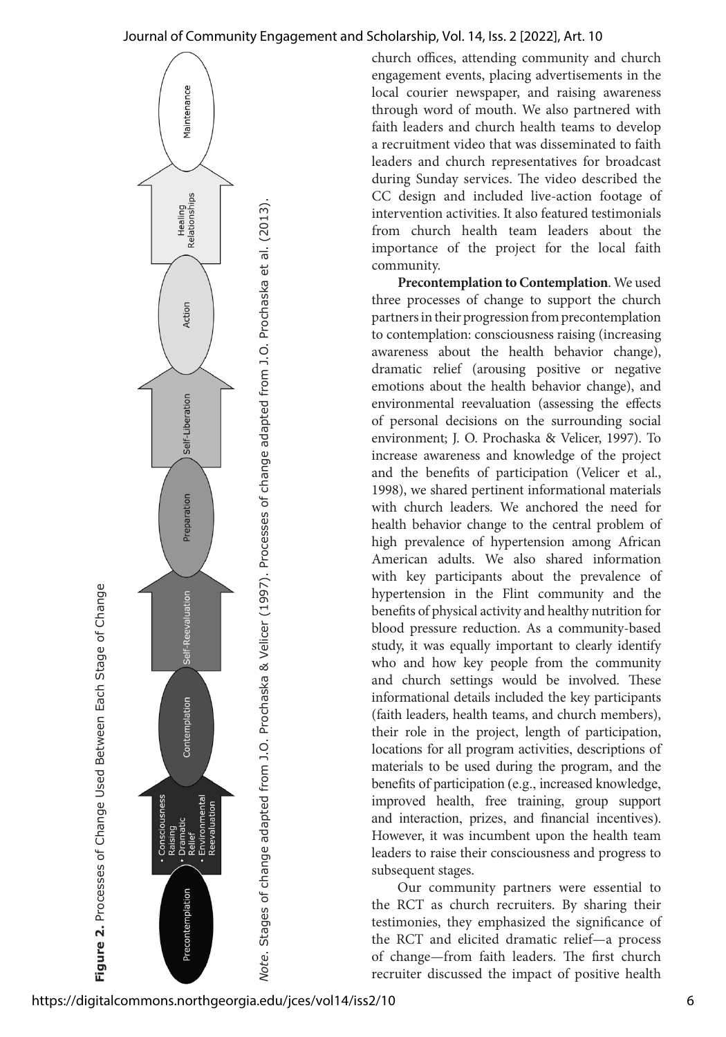**Figure 2.** Processes of Change Used Between Each Stage of Change

Precontemplation → (• Consciousness Raising • Dramatic Relief • Environmental Reevaluation) → Contemplation → (Self-Reevaluation) → Preparation → (Self-Liberation) → Action → (Healing Relationships) → Maintenance

*Note*. Stages of change adapted from J.O. Prochaska & Velicer (1997). Processes of change adapted from J.O. Prochaska et al. (2013).

church offices, attending community and church engagement events, placing advertisements in the local courier newspaper, and raising awareness through word of mouth. We also partnered with faith leaders and church health teams to develop a recruitment video that was disseminated to faith leaders and church representatives for broadcast during Sunday services. The video described the CC design and included live-action footage of intervention activities. It also featured testimonials from church health team leaders about the importance of the project for the local faith community.

**Precontemplation to Contemplation**. We used three processes of change to support the church partners in their progression from precontemplation to contemplation: consciousness raising (increasing awareness about the health behavior change), dramatic relief (arousing positive or negative emotions about the health behavior change), and environmental reevaluation (assessing the effects of personal decisions on the surrounding social environment; J. O. Prochaska & Velicer, 1997). To increase awareness and knowledge of the project and the benefits of participation (Velicer et al., 1998), we shared pertinent informational materials with church leaders. We anchored the need for health behavior change to the central problem of high prevalence of hypertension among African American adults. We also shared information with key participants about the prevalence of hypertension in the Flint community and the benefits of physical activity and healthy nutrition for blood pressure reduction. As a community-based study, it was equally important to clearly identify who and how key people from the community and church settings would be involved. These informational details included the key participants (faith leaders, health teams, and church members), their role in the project, length of participation, locations for all program activities, descriptions of materials to be used during the program, and the benefits of participation (e.g., increased knowledge, improved health, free training, group support and interaction, prizes, and financial incentives). However, it was incumbent upon the health team leaders to raise their consciousness and progress to subsequent stages.

Our community partners were essential to the RCT as church recruiters. By sharing their testimonies, they emphasized the significance of the RCT and elicited dramatic relief—a process of change—from faith leaders. The first church recruiter discussed the impact of positive health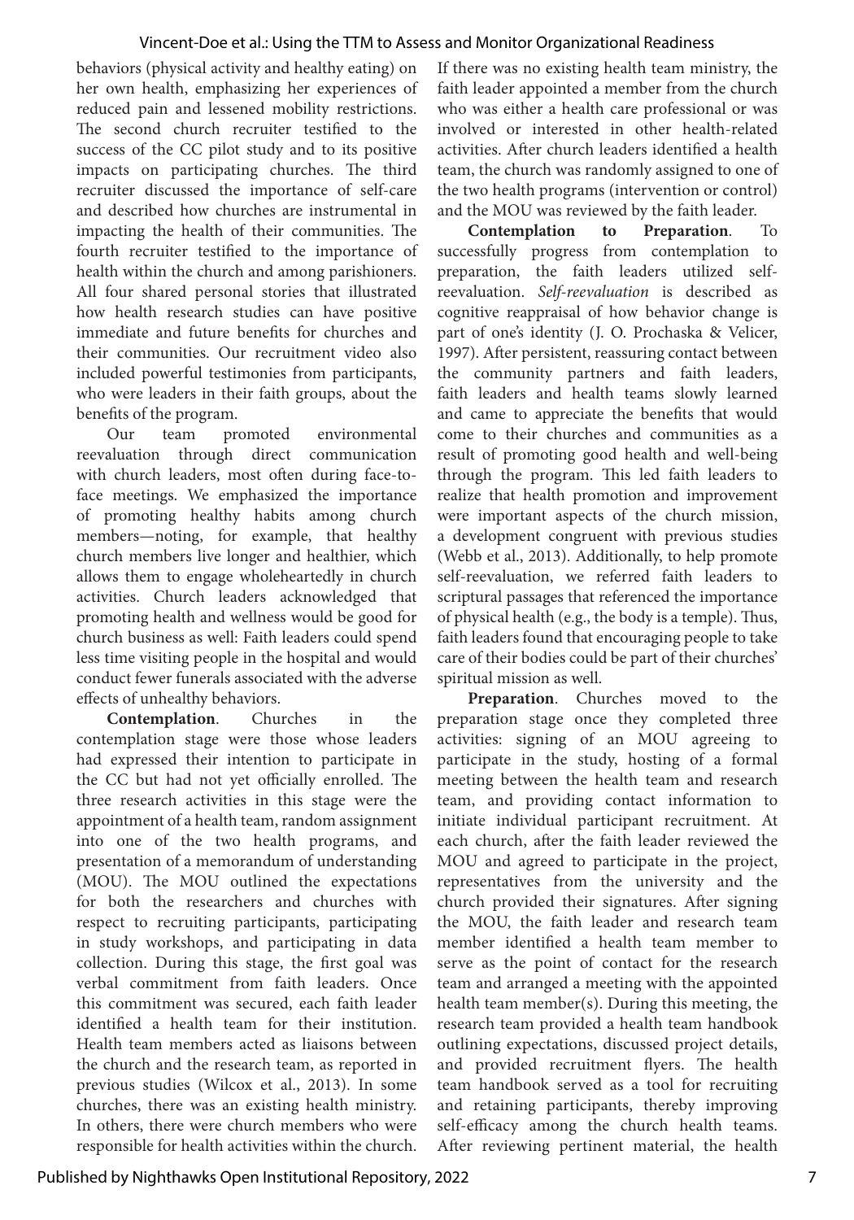behaviors (physical activity and healthy eating) on her own health, emphasizing her experiences of reduced pain and lessened mobility restrictions. The second church recruiter testified to the success of the CC pilot study and to its positive impacts on participating churches. The third recruiter discussed the importance of self-care and described how churches are instrumental in impacting the health of their communities. The fourth recruiter testified to the importance of health within the church and among parishioners. All four shared personal stories that illustrated how health research studies can have positive immediate and future benefits for churches and their communities. Our recruitment video also included powerful testimonies from participants, who were leaders in their faith groups, about the benefits of the program.

Our team promoted environmental reevaluation through direct communication with church leaders, most often during face-to-face meetings. We emphasized the importance of promoting healthy habits among church members—noting, for example, that healthy church members live longer and healthier, which allows them to engage wholeheartedly in church activities. Church leaders acknowledged that promoting health and wellness would be good for church business as well: Faith leaders could spend less time visiting people in the hospital and would conduct fewer funerals associated with the adverse effects of unhealthy behaviors.

**Contemplation**. Churches in the contemplation stage were those whose leaders had expressed their intention to participate in the CC but had not yet officially enrolled. The three research activities in this stage were the appointment of a health team, random assignment into one of the two health programs, and presentation of a memorandum of understanding (MOU). The MOU outlined the expectations for both the researchers and churches with respect to recruiting participants, participating in study workshops, and participating in data collection. During this stage, the first goal was verbal commitment from faith leaders. Once this commitment was secured, each faith leader identified a health team for their institution. Health team members acted as liaisons between the church and the research team, as reported in previous studies (Wilcox et al., 2013). In some churches, there was an existing health ministry. In others, there were church members who were responsible for health activities within the church. If there was no existing health team ministry, the faith leader appointed a member from the church who was either a health care professional or was involved or interested in other health-related activities. After church leaders identified a health team, the church was randomly assigned to one of the two health programs (intervention or control) and the MOU was reviewed by the faith leader.

**Contemplation to Preparation**. To successfully progress from contemplation to preparation, the faith leaders utilized self-reevaluation. *Self-reevaluation* is described as cognitive reappraisal of how behavior change is part of one's identity (J. O. Prochaska & Velicer, 1997). After persistent, reassuring contact between the community partners and faith leaders, faith leaders and health teams slowly learned and came to appreciate the benefits that would come to their churches and communities as a result of promoting good health and well-being through the program. This led faith leaders to realize that health promotion and improvement were important aspects of the church mission, a development congruent with previous studies (Webb et al., 2013). Additionally, to help promote self-reevaluation, we referred faith leaders to scriptural passages that referenced the importance of physical health (e.g., the body is a temple). Thus, faith leaders found that encouraging people to take care of their bodies could be part of their churches' spiritual mission as well.

**Preparation**. Churches moved to the preparation stage once they completed three activities: signing of an MOU agreeing to participate in the study, hosting of a formal meeting between the health team and research team, and providing contact information to initiate individual participant recruitment. At each church, after the faith leader reviewed the MOU and agreed to participate in the project, representatives from the university and the church provided their signatures. After signing the MOU, the faith leader and research team member identified a health team member to serve as the point of contact for the research team and arranged a meeting with the appointed health team member(s). During this meeting, the research team provided a health team handbook outlining expectations, discussed project details, and provided recruitment flyers. The health team handbook served as a tool for recruiting and retaining participants, thereby improving self-efficacy among the church health teams. After reviewing pertinent material, the health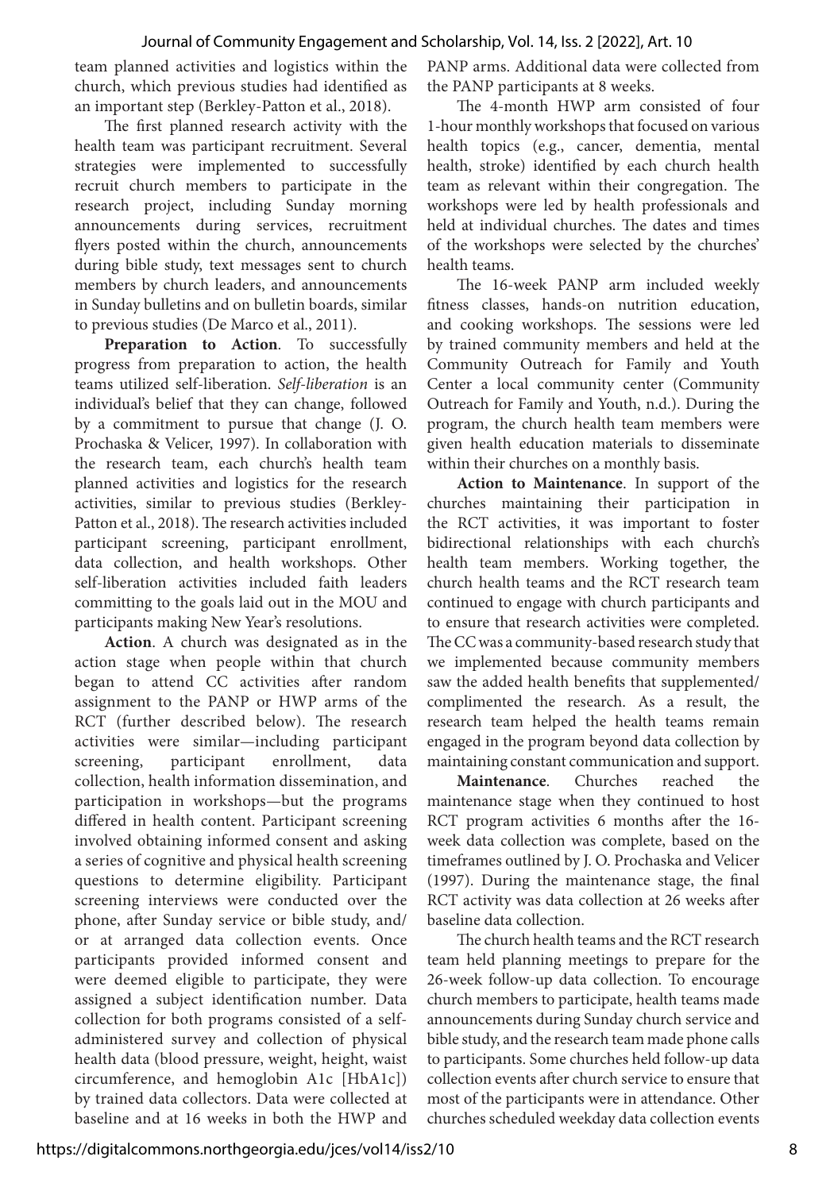team planned activities and logistics within the church, which previous studies had identified as an important step (Berkley-Patton et al., 2018).

The first planned research activity with the health team was participant recruitment. Several strategies were implemented to successfully recruit church members to participate in the research project, including Sunday morning announcements during services, recruitment flyers posted within the church, announcements during bible study, text messages sent to church members by church leaders, and announcements in Sunday bulletins and on bulletin boards, similar to previous studies (De Marco et al., 2011).

**Preparation to Action**. To successfully progress from preparation to action, the health teams utilized self-liberation. *Self-liberation* is an individual's belief that they can change, followed by a commitment to pursue that change (J. O. Prochaska & Velicer, 1997). In collaboration with the research team, each church's health team planned activities and logistics for the research activities, similar to previous studies (Berkley-Patton et al., 2018). The research activities included participant screening, participant enrollment, data collection, and health workshops. Other self-liberation activities included faith leaders committing to the goals laid out in the MOU and participants making New Year's resolutions.

**Action**. A church was designated as in the action stage when people within that church began to attend CC activities after random assignment to the PANP or HWP arms of the RCT (further described below). The research activities were similar—including participant screening, participant enrollment, data collection, health information dissemination, and participation in workshops—but the programs differed in health content. Participant screening involved obtaining informed consent and asking a series of cognitive and physical health screening questions to determine eligibility. Participant screening interviews were conducted over the phone, after Sunday service or bible study, and/or at arranged data collection events. Once participants provided informed consent and were deemed eligible to participate, they were assigned a subject identification number. Data collection for both programs consisted of a self-administered survey and collection of physical health data (blood pressure, weight, height, waist circumference, and hemoglobin A1c [HbA1c]) by trained data collectors. Data were collected at baseline and at 16 weeks in both the HWP and PANP arms. Additional data were collected from the PANP participants at 8 weeks.

The 4-month HWP arm consisted of four 1-hour monthly workshops that focused on various health topics (e.g., cancer, dementia, mental health, stroke) identified by each church health team as relevant within their congregation. The workshops were led by health professionals and held at individual churches. The dates and times of the workshops were selected by the churches' health teams.

The 16-week PANP arm included weekly fitness classes, hands-on nutrition education, and cooking workshops. The sessions were led by trained community members and held at the Community Outreach for Family and Youth Center a local community center (Community Outreach for Family and Youth, n.d.). During the program, the church health team members were given health education materials to disseminate within their churches on a monthly basis.

**Action to Maintenance**. In support of the churches maintaining their participation in the RCT activities, it was important to foster bidirectional relationships with each church's health team members. Working together, the church health teams and the RCT research team continued to engage with church participants and to ensure that research activities were completed. The CC was a community-based research study that we implemented because community members saw the added health benefits that supplemented/complimented the research. As a result, the research team helped the health teams remain engaged in the program beyond data collection by maintaining constant communication and support.

**Maintenance**. Churches reached the maintenance stage when they continued to host RCT program activities 6 months after the 16-week data collection was complete, based on the timeframes outlined by J. O. Prochaska and Velicer (1997). During the maintenance stage, the final RCT activity was data collection at 26 weeks after baseline data collection.

The church health teams and the RCT research team held planning meetings to prepare for the 26-week follow-up data collection. To encourage church members to participate, health teams made announcements during Sunday church service and bible study, and the research team made phone calls to participants. Some churches held follow-up data collection events after church service to ensure that most of the participants were in attendance. Other churches scheduled weekday data collection events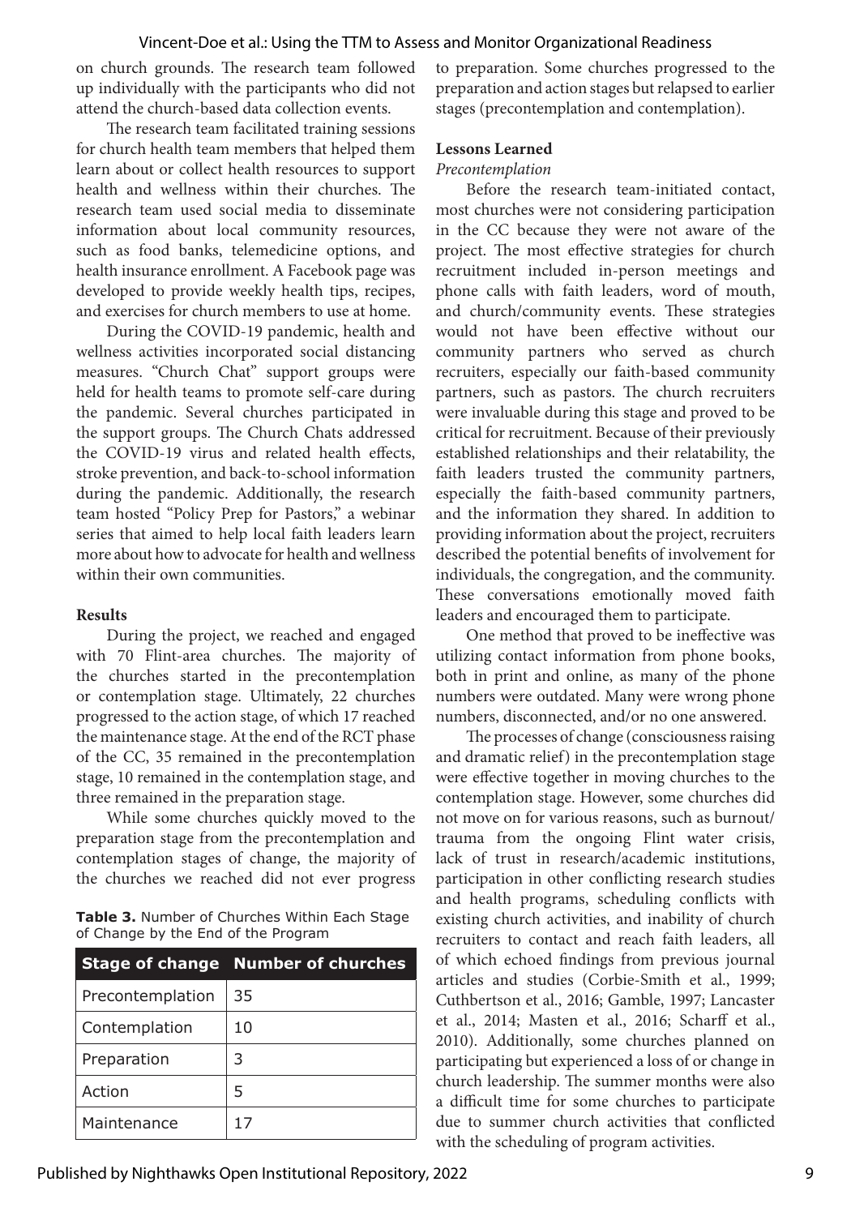on church grounds. The research team followed up individually with the participants who did not attend the church-based data collection events.

The research team facilitated training sessions for church health team members that helped them learn about or collect health resources to support health and wellness within their churches. The research team used social media to disseminate information about local community resources, such as food banks, telemedicine options, and health insurance enrollment. A Facebook page was developed to provide weekly health tips, recipes, and exercises for church members to use at home.

During the COVID-19 pandemic, health and wellness activities incorporated social distancing measures. "Church Chat" support groups were held for health teams to promote self-care during the pandemic. Several churches participated in the support groups. The Church Chats addressed the COVID-19 virus and related health effects, stroke prevention, and back-to-school information during the pandemic. Additionally, the research team hosted "Policy Prep for Pastors," a webinar series that aimed to help local faith leaders learn more about how to advocate for health and wellness within their own communities.

**Results**

During the project, we reached and engaged with 70 Flint-area churches. The majority of the churches started in the precontemplation or contemplation stage. Ultimately, 22 churches progressed to the action stage, of which 17 reached the maintenance stage. At the end of the RCT phase of the CC, 35 remained in the precontemplation stage, 10 remained in the contemplation stage, and three remained in the preparation stage.

While some churches quickly moved to the preparation stage from the precontemplation and contemplation stages of change, the majority of the churches we reached did not ever progress to preparation. Some churches progressed to the preparation and action stages but relapsed to earlier stages (precontemplation and contemplation).

**Table 3.** Number of Churches Within Each Stage of Change by the End of the Program

| Stage of change | Number of churches |
|---|---|
| Precontemplation | 35 |
| Contemplation | 10 |
| Preparation | 3 |
| Action | 5 |
| Maintenance | 17 |

**Lessons Learned**

*Precontemplation*

Before the research team-initiated contact, most churches were not considering participation in the CC because they were not aware of the project. The most effective strategies for church recruitment included in-person meetings and phone calls with faith leaders, word of mouth, and church/community events. These strategies would not have been effective without our community partners who served as church recruiters, especially our faith-based community partners, such as pastors. The church recruiters were invaluable during this stage and proved to be critical for recruitment. Because of their previously established relationships and their relatability, the faith leaders trusted the community partners, especially the faith-based community partners, and the information they shared. In addition to providing information about the project, recruiters described the potential benefits of involvement for individuals, the congregation, and the community. These conversations emotionally moved faith leaders and encouraged them to participate.

One method that proved to be ineffective was utilizing contact information from phone books, both in print and online, as many of the phone numbers were outdated. Many were wrong phone numbers, disconnected, and/or no one answered.

The processes of change (consciousness raising and dramatic relief) in the precontemplation stage were effective together in moving churches to the contemplation stage. However, some churches did not move on for various reasons, such as burnout/trauma from the ongoing Flint water crisis, lack of trust in research/academic institutions, participation in other conflicting research studies and health programs, scheduling conflicts with existing church activities, and inability of church recruiters to contact and reach faith leaders, all of which echoed findings from previous journal articles and studies (Corbie-Smith et al., 1999; Cuthbertson et al., 2016; Gamble, 1997; Lancaster et al., 2014; Masten et al., 2016; Scharff et al., 2010). Additionally, some churches planned on participating but experienced a loss of or change in church leadership. The summer months were also a difficult time for some churches to participate due to summer church activities that conflicted with the scheduling of program activities.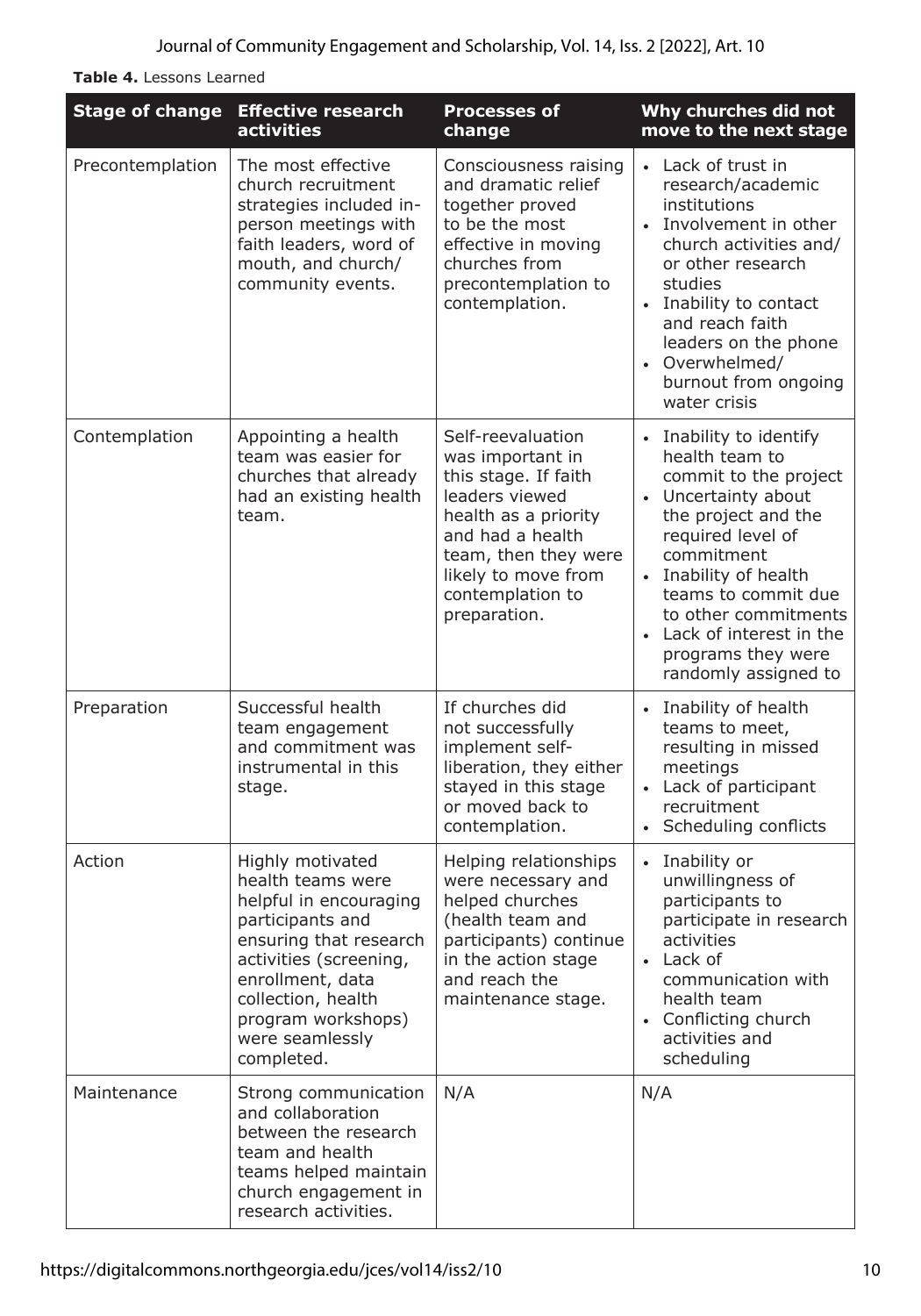**Table 4.** Lessons Learned

| Stage of change | Effective research activities | Processes of change | Why churches did not move to the next stage |
| --- | --- | --- | --- |
| Precontemplation | The most effective church recruitment strategies included in-person meetings with faith leaders, word of mouth, and church/community events. | Consciousness raising and dramatic relief together proved to be the most effective in moving churches from precontemplation to contemplation. | • Lack of trust in research/academic institutions<br>• Involvement in other church activities and/or other research studies<br>• Inability to contact and reach faith leaders on the phone<br>• Overwhelmed/burnout from ongoing water crisis |
| Contemplation | Appointing a health team was easier for churches that already had an existing health team. | Self-reevaluation was important in this stage. If faith leaders viewed health as a priority and had a health team, then they were likely to move from contemplation to preparation. | • Inability to identify health team to commit to the project<br>• Uncertainty about the project and the required level of commitment<br>• Inability of health teams to commit due to other commitments<br>• Lack of interest in the programs they were randomly assigned to |
| Preparation | Successful health team engagement and commitment was instrumental in this stage. | If churches did not successfully implement self-liberation, they either stayed in this stage or moved back to contemplation. | • Inability of health teams to meet, resulting in missed meetings<br>• Lack of participant recruitment<br>• Scheduling conflicts |
| Action | Highly motivated health teams were helpful in encouraging participants and ensuring that research activities (screening, enrollment, data collection, health program workshops) were seamlessly completed. | Helping relationships were necessary and helped churches (health team and participants) continue in the action stage and reach the maintenance stage. | • Inability or unwillingness of participants to participate in research activities<br>• Lack of communication with health team<br>• Conflicting church activities and scheduling |
| Maintenance | Strong communication and collaboration between the research team and health teams helped maintain church engagement in research activities. | N/A | N/A |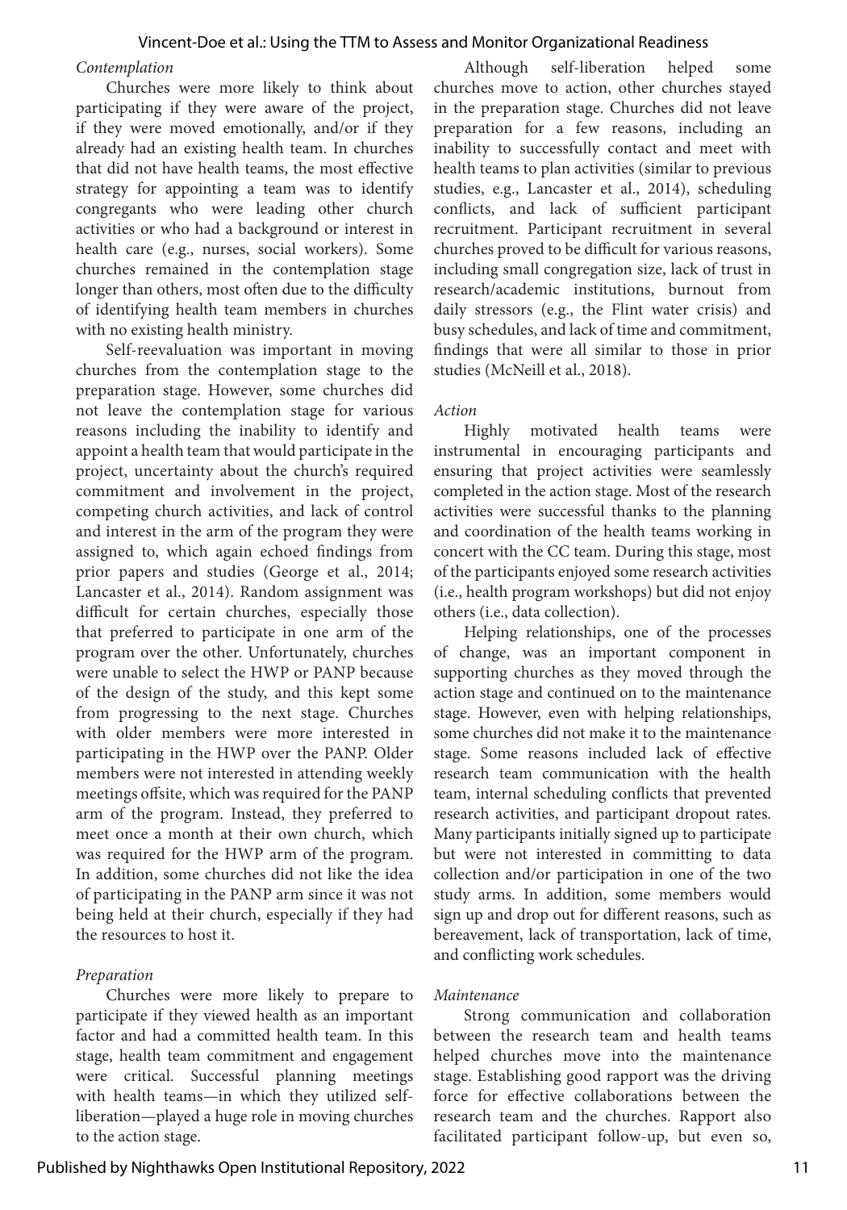*Contemplation*

Churches were more likely to think about participating if they were aware of the project, if they were moved emotionally, and/or if they already had an existing health team. In churches that did not have health teams, the most effective strategy for appointing a team was to identify congregants who were leading other church activities or who had a background or interest in health care (e.g., nurses, social workers). Some churches remained in the contemplation stage longer than others, most often due to the difficulty of identifying health team members in churches with no existing health ministry.

Self-reevaluation was important in moving churches from the contemplation stage to the preparation stage. However, some churches did not leave the contemplation stage for various reasons including the inability to identify and appoint a health team that would participate in the project, uncertainty about the church's required commitment and involvement in the project, competing church activities, and lack of control and interest in the arm of the program they were assigned to, which again echoed findings from prior papers and studies (George et al., 2014; Lancaster et al., 2014). Random assignment was difficult for certain churches, especially those that preferred to participate in one arm of the program over the other. Unfortunately, churches were unable to select the HWP or PANP because of the design of the study, and this kept some from progressing to the next stage. Churches with older members were more interested in participating in the HWP over the PANP. Older members were not interested in attending weekly meetings offsite, which was required for the PANP arm of the program. Instead, they preferred to meet once a month at their own church, which was required for the HWP arm of the program. In addition, some churches did not like the idea of participating in the PANP arm since it was not being held at their church, especially if they had the resources to host it.

*Preparation*

Churches were more likely to prepare to participate if they viewed health as an important factor and had a committed health team. In this stage, health team commitment and engagement were critical. Successful planning meetings with health teams—in which they utilized self-liberation—played a huge role in moving churches to the action stage.

Although self-liberation helped some churches move to action, other churches stayed in the preparation stage. Churches did not leave preparation for a few reasons, including an inability to successfully contact and meet with health teams to plan activities (similar to previous studies, e.g., Lancaster et al., 2014), scheduling conflicts, and lack of sufficient participant recruitment. Participant recruitment in several churches proved to be difficult for various reasons, including small congregation size, lack of trust in research/academic institutions, burnout from daily stressors (e.g., the Flint water crisis) and busy schedules, and lack of time and commitment, findings that were all similar to those in prior studies (McNeill et al., 2018).

*Action*

Highly motivated health teams were instrumental in encouraging participants and ensuring that project activities were seamlessly completed in the action stage. Most of the research activities were successful thanks to the planning and coordination of the health teams working in concert with the CC team. During this stage, most of the participants enjoyed some research activities (i.e., health program workshops) but did not enjoy others (i.e., data collection).

Helping relationships, one of the processes of change, was an important component in supporting churches as they moved through the action stage and continued on to the maintenance stage. However, even with helping relationships, some churches did not make it to the maintenance stage. Some reasons included lack of effective research team communication with the health team, internal scheduling conflicts that prevented research activities, and participant dropout rates. Many participants initially signed up to participate but were not interested in committing to data collection and/or participation in one of the two study arms. In addition, some members would sign up and drop out for different reasons, such as bereavement, lack of transportation, lack of time, and conflicting work schedules.

*Maintenance*

Strong communication and collaboration between the research team and health teams helped churches move into the maintenance stage. Establishing good rapport was the driving force for effective collaborations between the research team and the churches. Rapport also facilitated participant follow-up, but even so,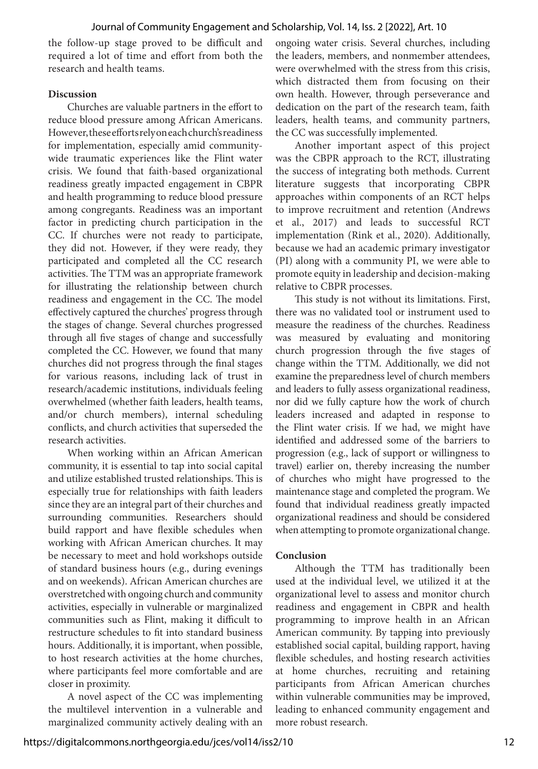the follow-up stage proved to be difficult and required a lot of time and effort from both the research and health teams.

**Discussion**

Churches are valuable partners in the effort to reduce blood pressure among African Americans. However, these efforts rely on each church's readiness for implementation, especially amid community-wide traumatic experiences like the Flint water crisis. We found that faith-based organizational readiness greatly impacted engagement in CBPR and health programming to reduce blood pressure among congregants. Readiness was an important factor in predicting church participation in the CC. If churches were not ready to participate, they did not. However, if they were ready, they participated and completed all the CC research activities. The TTM was an appropriate framework for illustrating the relationship between church readiness and engagement in the CC. The model effectively captured the churches' progress through the stages of change. Several churches progressed through all five stages of change and successfully completed the CC. However, we found that many churches did not progress through the final stages for various reasons, including lack of trust in research/academic institutions, individuals feeling overwhelmed (whether faith leaders, health teams, and/or church members), internal scheduling conflicts, and church activities that superseded the research activities.

When working within an African American community, it is essential to tap into social capital and utilize established trusted relationships. This is especially true for relationships with faith leaders since they are an integral part of their churches and surrounding communities. Researchers should build rapport and have flexible schedules when working with African American churches. It may be necessary to meet and hold workshops outside of standard business hours (e.g., during evenings and on weekends). African American churches are overstretched with ongoing church and community activities, especially in vulnerable or marginalized communities such as Flint, making it difficult to restructure schedules to fit into standard business hours. Additionally, it is important, when possible, to host research activities at the home churches, where participants feel more comfortable and are closer in proximity.

A novel aspect of the CC was implementing the multilevel intervention in a vulnerable and marginalized community actively dealing with an ongoing water crisis. Several churches, including the leaders, members, and nonmember attendees, were overwhelmed with the stress from this crisis, which distracted them from focusing on their own health. However, through perseverance and dedication on the part of the research team, faith leaders, health teams, and community partners, the CC was successfully implemented.

Another important aspect of this project was the CBPR approach to the RCT, illustrating the success of integrating both methods. Current literature suggests that incorporating CBPR approaches within components of an RCT helps to improve recruitment and retention (Andrews et al., 2017) and leads to successful RCT implementation (Rink et al., 2020). Additionally, because we had an academic primary investigator (PI) along with a community PI, we were able to promote equity in leadership and decision-making relative to CBPR processes.

This study is not without its limitations. First, there was no validated tool or instrument used to measure the readiness of the churches. Readiness was measured by evaluating and monitoring church progression through the five stages of change within the TTM. Additionally, we did not examine the preparedness level of church members and leaders to fully assess organizational readiness, nor did we fully capture how the work of church leaders increased and adapted in response to the Flint water crisis. If we had, we might have identified and addressed some of the barriers to progression (e.g., lack of support or willingness to travel) earlier on, thereby increasing the number of churches who might have progressed to the maintenance stage and completed the program. We found that individual readiness greatly impacted organizational readiness and should be considered when attempting to promote organizational change.

**Conclusion**

Although the TTM has traditionally been used at the individual level, we utilized it at the organizational level to assess and monitor church readiness and engagement in CBPR and health programming to improve health in an African American community. By tapping into previously established social capital, building rapport, having flexible schedules, and hosting research activities at home churches, recruiting and retaining participants from African American churches within vulnerable communities may be improved, leading to enhanced community engagement and more robust research.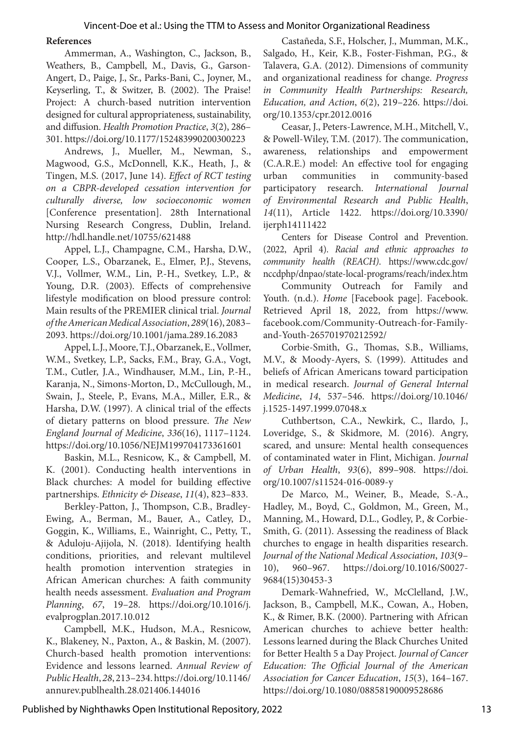**References**

Ammerman, A., Washington, C., Jackson, B., Weathers, B., Campbell, M., Davis, G., Garson-Angert, D., Paige, J., Sr., Parks-Bani, C., Joyner, M., Keyserling, T., & Switzer, B. (2002). The Praise! Project: A church-based nutrition intervention designed for cultural appropriateness, sustainability, and diffusion. *Health Promotion Practice*, *3*(2), 286–301. https://doi.org/10.1177/152483990200300223

Andrews, J., Mueller, M., Newman, S., Magwood, G.S., McDonnell, K.K., Heath, J., & Tingen, M.S. (2017, June 14). *Effect of RCT testing on a CBPR-developed cessation intervention for culturally diverse, low socioeconomic women* [Conference presentation]. 28th International Nursing Research Congress, Dublin, Ireland. http://hdl.handle.net/10755/621488

Appel, L.J., Champagne, C.M., Harsha, D.W., Cooper, L.S., Obarzanek, E., Elmer, P.J., Stevens, V.J., Vollmer, W.M., Lin, P.-H., Svetkey, L.P., & Young, D.R. (2003). Effects of comprehensive lifestyle modification on blood pressure control: Main results of the PREMIER clinical trial. *Journal of the American Medical Association*, *289*(16), 2083–2093. https://doi.org/10.1001/jama.289.16.2083

Appel, L.J., Moore, T.J., Obarzanek, E., Vollmer, W.M., Svetkey, L.P., Sacks, F.M., Bray, G.A., Vogt, T.M., Cutler, J.A., Windhauser, M.M., Lin, P.-H., Karanja, N., Simons-Morton, D., McCullough, M., Swain, J., Steele, P., Evans, M.A., Miller, E.R., & Harsha, D.W. (1997). A clinical trial of the effects of dietary patterns on blood pressure. *The New England Journal of Medicine*, *336*(16), 1117–1124. https://doi.org/10.1056/NEJM199704173361601

Baskin, M.L., Resnicow, K., & Campbell, M. K. (2001). Conducting health interventions in Black churches: A model for building effective partnerships. *Ethnicity & Disease*, *11*(4), 823–833.

Berkley-Patton, J., Thompson, C.B., Bradley-Ewing, A., Berman, M., Bauer, A., Catley, D., Goggin, K., Williams, E., Wainright, C., Petty, T., & Aduloju-Ajijola, N. (2018). Identifying health conditions, priorities, and relevant multilevel health promotion intervention strategies in African American churches: A faith community health needs assessment. *Evaluation and Program Planning*, *67*, 19–28. https://doi.org/10.1016/j.evalprogplan.2017.10.012

Campbell, M.K., Hudson, M.A., Resnicow, K., Blakeney, N., Paxton, A., & Baskin, M. (2007). Church-based health promotion interventions: Evidence and lessons learned. *Annual Review of Public Health*, *28*, 213–234. https://doi.org/10.1146/annurev.publhealth.28.021406.144016

Castañeda, S.F., Holscher, J., Mumman, M.K., Salgado, H., Keir, K.B., Foster-Fishman, P.G., & Talavera, G.A. (2012). Dimensions of community and organizational readiness for change. *Progress in Community Health Partnerships: Research, Education, and Action*, *6*(2), 219–226. https://doi.org/10.1353/cpr.2012.0016

Ceasar, J., Peters-Lawrence, M.H., Mitchell, V., & Powell-Wiley, T.M. (2017). The communication, awareness, relationships and empowerment (C.A.R.E.) model: An effective tool for engaging urban communities in community-based participatory research. *International Journal of Environmental Research and Public Health*, *14*(11), Article 1422. https://doi.org/10.3390/ijerph14111422

Centers for Disease Control and Prevention. (2022, April 4). *Racial and ethnic approaches to community health (REACH)*. https://www.cdc.gov/nccdphp/dnpao/state-local-programs/reach/index.htm

Community Outreach for Family and Youth. (n.d.). *Home* [Facebook page]. Facebook. Retrieved April 18, 2022, from https://www.facebook.com/Community-Outreach-for-Family-and-Youth-265701970212592/

Corbie-Smith, G., Thomas, S.B., Williams, M.V., & Moody-Ayers, S. (1999). Attitudes and beliefs of African Americans toward participation in medical research. *Journal of General Internal Medicine*, *14*, 537–546. https://doi.org/10.1046/j.1525-1497.1999.07048.x

Cuthbertson, C.A., Newkirk, C., Ilardo, J., Loveridge, S., & Skidmore, M. (2016). Angry, scared, and unsure: Mental health consequences of contaminated water in Flint, Michigan. *Journal of Urban Health*, *93*(6), 899–908. https://doi.org/10.1007/s11524-016-0089-y

De Marco, M., Weiner, B., Meade, S.-A., Hadley, M., Boyd, C., Goldmon, M., Green, M., Manning, M., Howard, D.L., Godley, P., & Corbie-Smith, G. (2011). Assessing the readiness of Black churches to engage in health disparities research. *Journal of the National Medical Association*, *103*(9–10), 960–967. https://doi.org/10.1016/S0027-9684(15)30453-3

Demark-Wahnefried, W., McClelland, J.W., Jackson, B., Campbell, M.K., Cowan, A., Hoben, K., & Rimer, B.K. (2000). Partnering with African American churches to achieve better health: Lessons learned during the Black Churches United for Better Health 5 a Day Project. *Journal of Cancer Education: The Official Journal of the American Association for Cancer Education*, *15*(3), 164–167. https://doi.org/10.1080/08858190009528686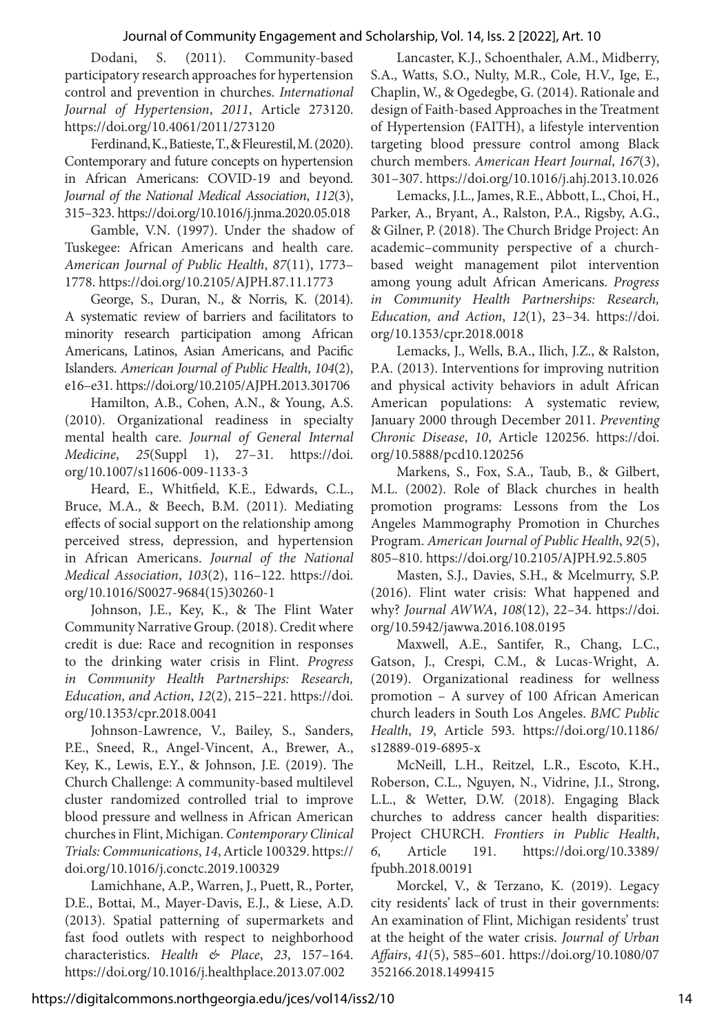Dodani, S. (2011). Community-based participatory research approaches for hypertension control and prevention in churches. *International Journal of Hypertension*, *2011*, Article 273120. https://doi.org/10.4061/2011/273120

Ferdinand, K., Batieste, T., & Fleurestil, M. (2020). Contemporary and future concepts on hypertension in African Americans: COVID-19 and beyond. *Journal of the National Medical Association*, *112*(3), 315–323. https://doi.org/10.1016/j.jnma.2020.05.018

Gamble, V.N. (1997). Under the shadow of Tuskegee: African Americans and health care. *American Journal of Public Health*, *87*(11), 1773–1778. https://doi.org/10.2105/AJPH.87.11.1773

George, S., Duran, N., & Norris, K. (2014). A systematic review of barriers and facilitators to minority research participation among African Americans, Latinos, Asian Americans, and Pacific Islanders. *American Journal of Public Health*, *104*(2), e16–e31. https://doi.org/10.2105/AJPH.2013.301706

Hamilton, A.B., Cohen, A.N., & Young, A.S. (2010). Organizational readiness in specialty mental health care. *Journal of General Internal Medicine*, *25*(Suppl 1), 27–31. https://doi.org/10.1007/s11606-009-1133-3

Heard, E., Whitfield, K.E., Edwards, C.L., Bruce, M.A., & Beech, B.M. (2011). Mediating effects of social support on the relationship among perceived stress, depression, and hypertension in African Americans. *Journal of the National Medical Association*, *103*(2), 116–122. https://doi.org/10.1016/S0027-9684(15)30260-1

Johnson, J.E., Key, K., & The Flint Water Community Narrative Group. (2018). Credit where credit is due: Race and recognition in responses to the drinking water crisis in Flint. *Progress in Community Health Partnerships: Research, Education, and Action*, *12*(2), 215–221. https://doi.org/10.1353/cpr.2018.0041

Johnson-Lawrence, V., Bailey, S., Sanders, P.E., Sneed, R., Angel-Vincent, A., Brewer, A., Key, K., Lewis, E.Y., & Johnson, J.E. (2019). The Church Challenge: A community-based multilevel cluster randomized controlled trial to improve blood pressure and wellness in African American churches in Flint, Michigan. *Contemporary Clinical Trials: Communications*, *14*, Article 100329. https://doi.org/10.1016/j.conctc.2019.100329

Lamichhane, A.P., Warren, J., Puett, R., Porter, D.E., Bottai, M., Mayer-Davis, E.J., & Liese, A.D. (2013). Spatial patterning of supermarkets and fast food outlets with respect to neighborhood characteristics. *Health & Place*, *23*, 157–164. https://doi.org/10.1016/j.healthplace.2013.07.002

Lancaster, K.J., Schoenthaler, A.M., Midberry, S.A., Watts, S.O., Nulty, M.R., Cole, H.V., Ige, E., Chaplin, W., & Ogedegbe, G. (2014). Rationale and design of Faith-based Approaches in the Treatment of Hypertension (FAITH), a lifestyle intervention targeting blood pressure control among Black church members. *American Heart Journal*, *167*(3), 301–307. https://doi.org/10.1016/j.ahj.2013.10.026

Lemacks, J.L., James, R.E., Abbott, L., Choi, H., Parker, A., Bryant, A., Ralston, P.A., Rigsby, A.G., & Gilner, P. (2018). The Church Bridge Project: An academic–community perspective of a church-based weight management pilot intervention among young adult African Americans. *Progress in Community Health Partnerships: Research, Education, and Action*, *12*(1), 23–34. https://doi.org/10.1353/cpr.2018.0018

Lemacks, J., Wells, B.A., Ilich, J.Z., & Ralston, P.A. (2013). Interventions for improving nutrition and physical activity behaviors in adult African American populations: A systematic review, January 2000 through December 2011. *Preventing Chronic Disease*, *10*, Article 120256. https://doi.org/10.5888/pcd10.120256

Markens, S., Fox, S.A., Taub, B., & Gilbert, M.L. (2002). Role of Black churches in health promotion programs: Lessons from the Los Angeles Mammography Promotion in Churches Program. *American Journal of Public Health*, *92*(5), 805–810. https://doi.org/10.2105/AJPH.92.5.805

Masten, S.J., Davies, S.H., & Mcelmurry, S.P. (2016). Flint water crisis: What happened and why? *Journal AWWA*, *108*(12), 22–34. https://doi.org/10.5942/jawwa.2016.108.0195

Maxwell, A.E., Santifer, R., Chang, L.C., Gatson, J., Crespi, C.M., & Lucas-Wright, A. (2019). Organizational readiness for wellness promotion – A survey of 100 African American church leaders in South Los Angeles. *BMC Public Health*, *19*, Article 593. https://doi.org/10.1186/s12889-019-6895-x

McNeill, L.H., Reitzel, L.R., Escoto, K.H., Roberson, C.L., Nguyen, N., Vidrine, J.I., Strong, L.L., & Wetter, D.W. (2018). Engaging Black churches to address cancer health disparities: Project CHURCH. *Frontiers in Public Health*, *6*, Article 191. https://doi.org/10.3389/fpubh.2018.00191

Morckel, V., & Terzano, K. (2019). Legacy city residents' lack of trust in their governments: An examination of Flint, Michigan residents' trust at the height of the water crisis. *Journal of Urban Affairs*, *41*(5), 585–601. https://doi.org/10.1080/07352166.2018.1499415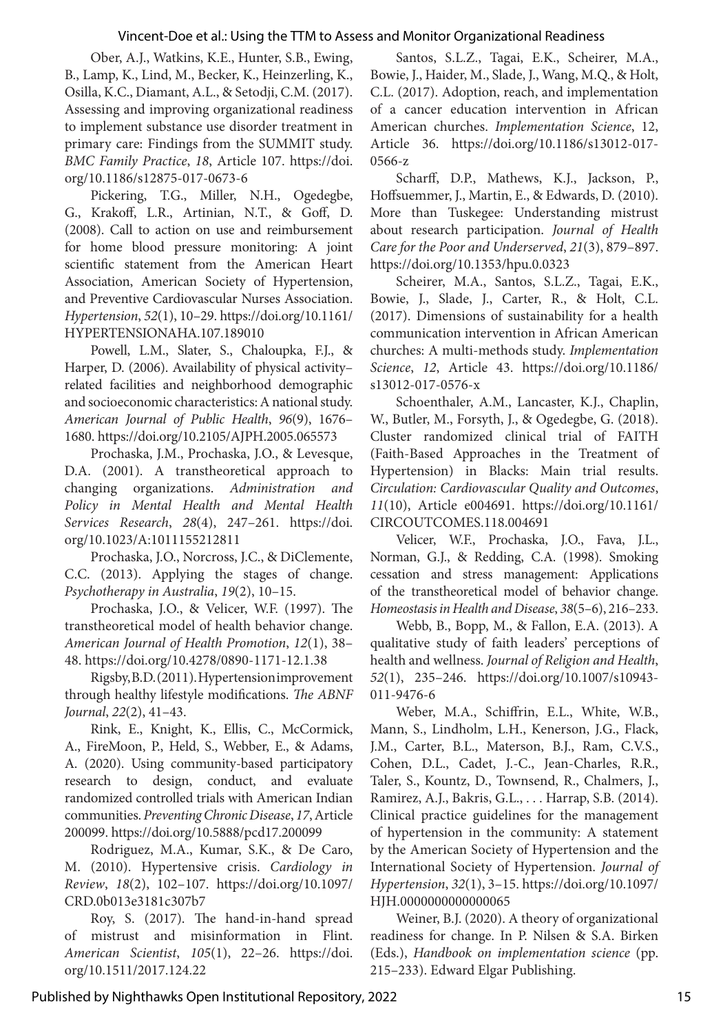Ober, A.J., Watkins, K.E., Hunter, S.B., Ewing, B., Lamp, K., Lind, M., Becker, K., Heinzerling, K., Osilla, K.C., Diamant, A.L., & Setodji, C.M. (2017). Assessing and improving organizational readiness to implement substance use disorder treatment in primary care: Findings from the SUMMIT study. *BMC Family Practice*, *18*, Article 107. https://doi.org/10.1186/s12875-017-0673-6

Pickering, T.G., Miller, N.H., Ogedegbe, G., Krakoff, L.R., Artinian, N.T., & Goff, D. (2008). Call to action on use and reimbursement for home blood pressure monitoring: A joint scientific statement from the American Heart Association, American Society of Hypertension, and Preventive Cardiovascular Nurses Association. *Hypertension*, *52*(1), 10–29. https://doi.org/10.1161/HYPERTENSIONAHA.107.189010

Powell, L.M., Slater, S., Chaloupka, F.J., & Harper, D. (2006). Availability of physical activity–related facilities and neighborhood demographic and socioeconomic characteristics: A national study. *American Journal of Public Health*, *96*(9), 1676–1680. https://doi.org/10.2105/AJPH.2005.065573

Prochaska, J.M., Prochaska, J.O., & Levesque, D.A. (2001). A transtheoretical approach to changing organizations. *Administration and Policy in Mental Health and Mental Health Services Research*, *28*(4), 247–261. https://doi.org/10.1023/A:1011155212811

Prochaska, J.O., Norcross, J.C., & DiClemente, C.C. (2013). Applying the stages of change. *Psychotherapy in Australia*, *19*(2), 10–15.

Prochaska, J.O., & Velicer, W.F. (1997). The transtheoretical model of health behavior change. *American Journal of Health Promotion*, *12*(1), 38–48. https://doi.org/10.4278/0890-1171-12.1.38

Rigsby, B.D. (2011). Hypertension improvement through healthy lifestyle modifications. *The ABNF Journal*, *22*(2), 41–43.

Rink, E., Knight, K., Ellis, C., McCormick, A., FireMoon, P., Held, S., Webber, E., & Adams, A. (2020). Using community-based participatory research to design, conduct, and evaluate randomized controlled trials with American Indian communities. *Preventing Chronic Disease*, *17*, Article 200099. https://doi.org/10.5888/pcd17.200099

Rodriguez, M.A., Kumar, S.K., & De Caro, M. (2010). Hypertensive crisis. *Cardiology in Review*, *18*(2), 102–107. https://doi.org/10.1097/CRD.0b013e3181c307b7

Roy, S. (2017). The hand-in-hand spread of mistrust and misinformation in Flint. *American Scientist*, *105*(1), 22–26. https://doi.org/10.1511/2017.124.22

Santos, S.L.Z., Tagai, E.K., Scheirer, M.A., Bowie, J., Haider, M., Slade, J., Wang, M.Q., & Holt, C.L. (2017). Adoption, reach, and implementation of a cancer education intervention in African American churches. *Implementation Science*, 12, Article 36. https://doi.org/10.1186/s13012-017-0566-z

Scharff, D.P., Mathews, K.J., Jackson, P., Hoffsuemmer, J., Martin, E., & Edwards, D. (2010). More than Tuskegee: Understanding mistrust about research participation. *Journal of Health Care for the Poor and Underserved*, *21*(3), 879–897. https://doi.org/10.1353/hpu.0.0323

Scheirer, M.A., Santos, S.L.Z., Tagai, E.K., Bowie, J., Slade, J., Carter, R., & Holt, C.L. (2017). Dimensions of sustainability for a health communication intervention in African American churches: A multi-methods study. *Implementation Science*, *12*, Article 43. https://doi.org/10.1186/s13012-017-0576-x

Schoenthaler, A.M., Lancaster, K.J., Chaplin, W., Butler, M., Forsyth, J., & Ogedegbe, G. (2018). Cluster randomized clinical trial of FAITH (Faith-Based Approaches in the Treatment of Hypertension) in Blacks: Main trial results. *Circulation: Cardiovascular Quality and Outcomes*, *11*(10), Article e004691. https://doi.org/10.1161/CIRCOUTCOMES.118.004691

Velicer, W.F., Prochaska, J.O., Fava, J.L., Norman, G.J., & Redding, C.A. (1998). Smoking cessation and stress management: Applications of the transtheoretical model of behavior change. *Homeostasis in Health and Disease*, *38*(5–6), 216–233.

Webb, B., Bopp, M., & Fallon, E.A. (2013). A qualitative study of faith leaders' perceptions of health and wellness. *Journal of Religion and Health*, *52*(1), 235–246. https://doi.org/10.1007/s10943-011-9476-6

Weber, M.A., Schiffrin, E.L., White, W.B., Mann, S., Lindholm, L.H., Kenerson, J.G., Flack, J.M., Carter, B.L., Materson, B.J., Ram, C.V.S., Cohen, D.L., Cadet, J.-C., Jean-Charles, R.R., Taler, S., Kountz, D., Townsend, R., Chalmers, J., Ramirez, A.J., Bakris, G.L., . . . Harrap, S.B. (2014). Clinical practice guidelines for the management of hypertension in the community: A statement by the American Society of Hypertension and the International Society of Hypertension. *Journal of Hypertension*, *32*(1), 3–15. https://doi.org/10.1097/HJH.0000000000000065

Weiner, B.J. (2020). A theory of organizational readiness for change. In P. Nilsen & S.A. Birken (Eds.), *Handbook on implementation science* (pp. 215–233). Edward Elgar Publishing.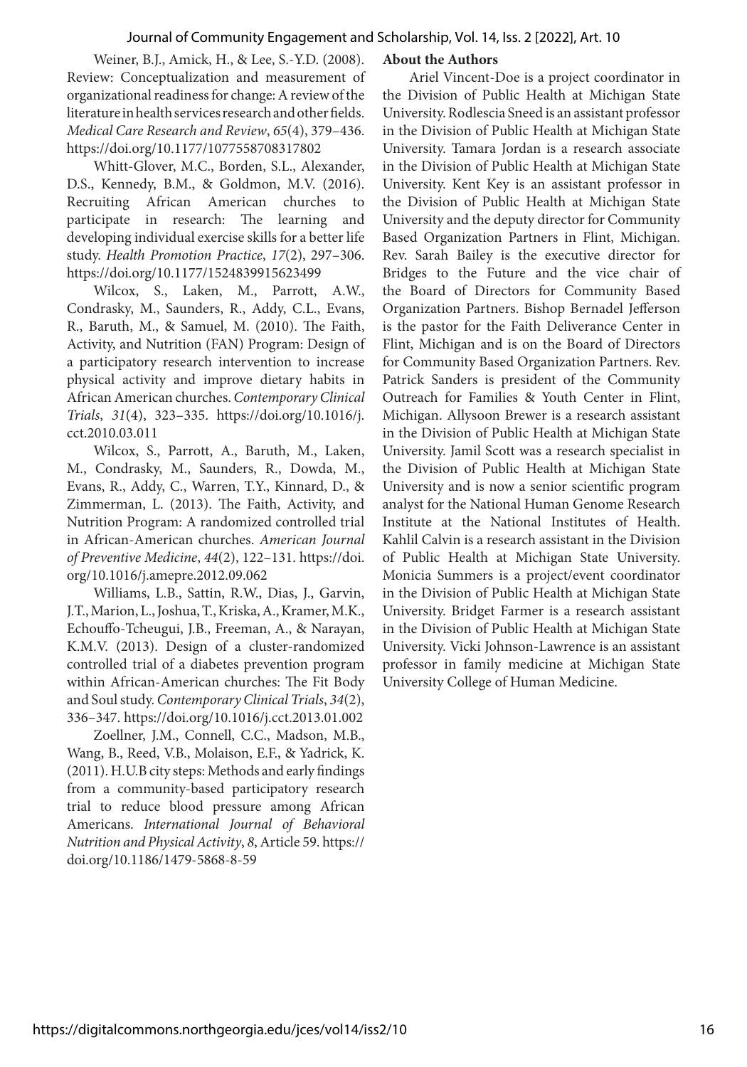Weiner, B.J., Amick, H., & Lee, S.-Y.D. (2008). Review: Conceptualization and measurement of organizational readiness for change: A review of the literature in health services research and other fields. *Medical Care Research and Review*, *65*(4), 379–436. https://doi.org/10.1177/1077558708317802

Whitt-Glover, M.C., Borden, S.L., Alexander, D.S., Kennedy, B.M., & Goldmon, M.V. (2016). Recruiting African American churches to participate in research: The learning and developing individual exercise skills for a better life study. *Health Promotion Practice*, *17*(2), 297–306. https://doi.org/10.1177/1524839915623499

Wilcox, S., Laken, M., Parrott, A.W., Condrasky, M., Saunders, R., Addy, C.L., Evans, R., Baruth, M., & Samuel, M. (2010). The Faith, Activity, and Nutrition (FAN) Program: Design of a participatory research intervention to increase physical activity and improve dietary habits in African American churches. *Contemporary Clinical Trials*, *31*(4), 323–335. https://doi.org/10.1016/j.cct.2010.03.011

Wilcox, S., Parrott, A., Baruth, M., Laken, M., Condrasky, M., Saunders, R., Dowda, M., Evans, R., Addy, C., Warren, T.Y., Kinnard, D., & Zimmerman, L. (2013). The Faith, Activity, and Nutrition Program: A randomized controlled trial in African-American churches. *American Journal of Preventive Medicine*, *44*(2), 122–131. https://doi.org/10.1016/j.amepre.2012.09.062

Williams, L.B., Sattin, R.W., Dias, J., Garvin, J.T., Marion, L., Joshua, T., Kriska, A., Kramer, M.K., Echouffo-Tcheugui, J.B., Freeman, A., & Narayan, K.M.V. (2013). Design of a cluster-randomized controlled trial of a diabetes prevention program within African-American churches: The Fit Body and Soul study. *Contemporary Clinical Trials*, *34*(2), 336–347. https://doi.org/10.1016/j.cct.2013.01.002

Zoellner, J.M., Connell, C.C., Madson, M.B., Wang, B., Reed, V.B., Molaison, E.F., & Yadrick, K. (2011). H.U.B city steps: Methods and early findings from a community-based participatory research trial to reduce blood pressure among African Americans. *International Journal of Behavioral Nutrition and Physical Activity*, *8*, Article 59. https://doi.org/10.1186/1479-5868-8-59

**About the Authors**

Ariel Vincent-Doe is a project coordinator in the Division of Public Health at Michigan State University. Rodlescia Sneed is an assistant professor in the Division of Public Health at Michigan State University. Tamara Jordan is a research associate in the Division of Public Health at Michigan State University. Kent Key is an assistant professor in the Division of Public Health at Michigan State University and the deputy director for Community Based Organization Partners in Flint, Michigan. Rev. Sarah Bailey is the executive director for Bridges to the Future and the vice chair of the Board of Directors for Community Based Organization Partners. Bishop Bernadel Jefferson is the pastor for the Faith Deliverance Center in Flint, Michigan and is on the Board of Directors for Community Based Organization Partners. Rev. Patrick Sanders is president of the Community Outreach for Families & Youth Center in Flint, Michigan. Allysoon Brewer is a research assistant in the Division of Public Health at Michigan State University. Jamil Scott was a research specialist in the Division of Public Health at Michigan State University and is now a senior scientific program analyst for the National Human Genome Research Institute at the National Institutes of Health. Kahlil Calvin is a research assistant in the Division of Public Health at Michigan State University. Monicia Summers is a project/event coordinator in the Division of Public Health at Michigan State University. Bridget Farmer is a research assistant in the Division of Public Health at Michigan State University. Vicki Johnson-Lawrence is an assistant professor in family medicine at Michigan State University College of Human Medicine.